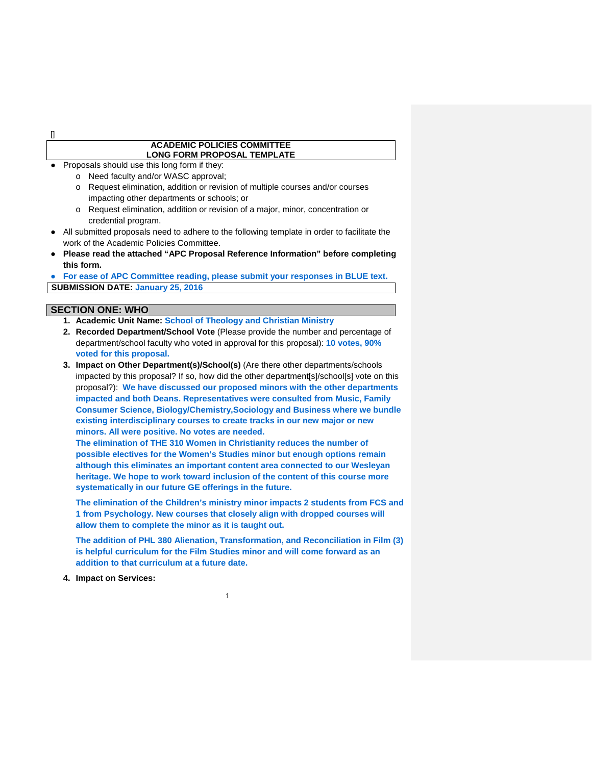[]

**ACADEMIC POLICIES COMMITTEE**
**LONG FORM PROPOSAL TEMPLATE**

- Proposals should use this long form if they:
  - Need faculty and/or WASC approval;
  - Request elimination, addition or revision of multiple courses and/or courses impacting other departments or schools; or
  - Request elimination, addition or revision of a major, minor, concentration or credential program.
- All submitted proposals need to adhere to the following template in order to facilitate the work of the Academic Policies Committee.
- **Please read the attached "APC Proposal Reference Information" before completing this form.**
- **For ease of APC Committee reading, please submit your responses in BLUE text.**

**SUBMISSION DATE: January 25, 2016**

## SECTION ONE: WHO

1. **Academic Unit Name: School of Theology and Christian Ministry**
2. **Recorded Department/School Vote** (Please provide the number and percentage of department/school faculty who voted in approval for this proposal): **10 votes, 90% voted for this proposal.**
3. **Impact on Other Department(s)/School(s)** (Are there other departments/schools impacted by this proposal? If so, how did the other department[s]/school[s] vote on this proposal?): **We have discussed our proposed minors with the other departments impacted and both Deans. Representatives were consulted from Music, Family Consumer Science, Biology/Chemistry,Sociology and Business where we bundle existing interdisciplinary courses to create tracks in our new major or new minors. All were positive. No votes are needed.**

   **The elimination of THE 310 Women in Christianity reduces the number of possible electives for the Women's Studies minor but enough options remain although this eliminates an important content area connected to our Wesleyan heritage. We hope to work toward inclusion of the content of this course more systematically in our future GE offerings in the future.**

   **The elimination of the Children's ministry minor impacts 2 students from FCS and 1 from Psychology. New courses that closely align with dropped courses will allow them to complete the minor as it is taught out.**

   **The addition of PHL 380 Alienation, Transformation, and Reconciliation in Film (3) is helpful curriculum for the Film Studies minor and will come forward as an addition to that curriculum at a future date.**

4. **Impact on Services:**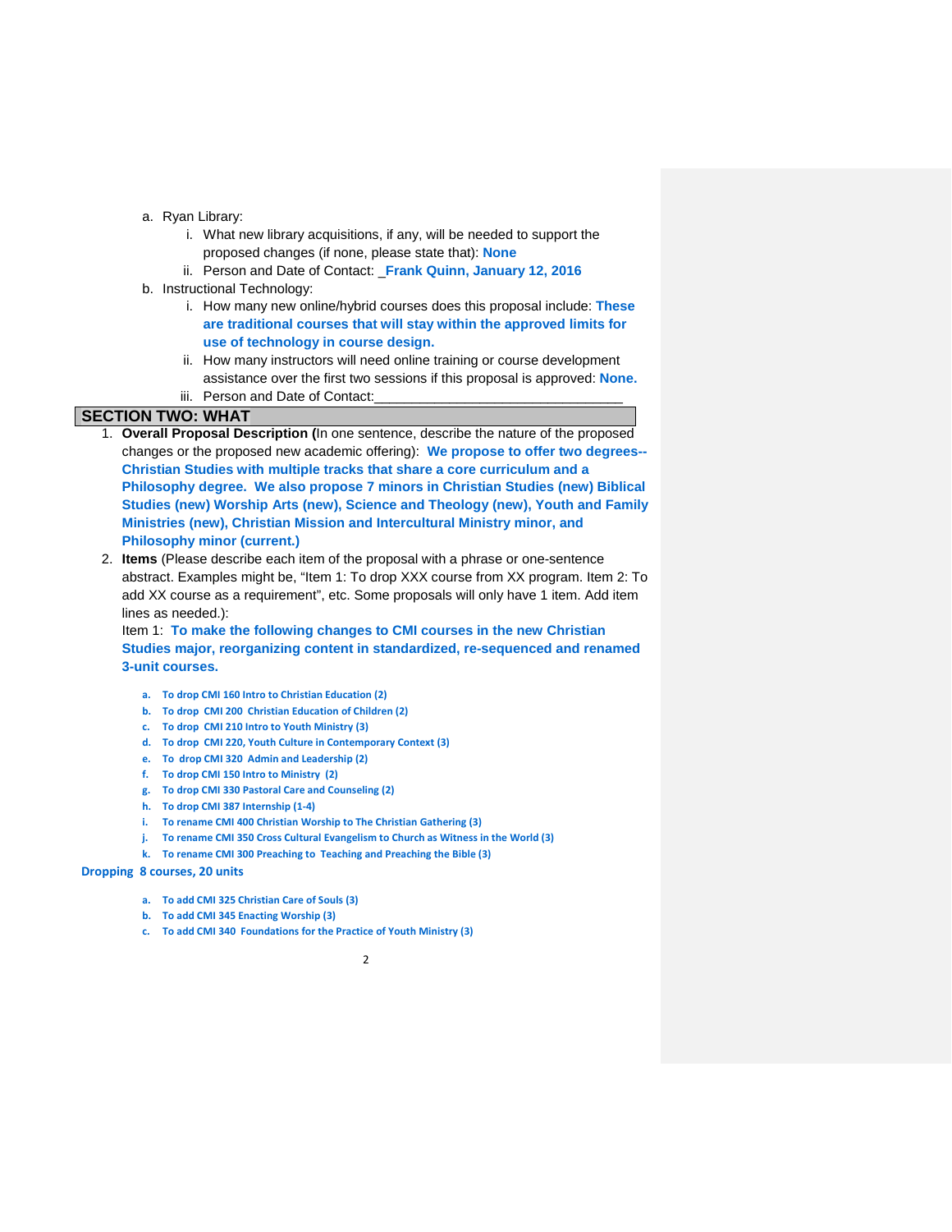a. Ryan Library:
   i. What new library acquisitions, if any, will be needed to support the proposed changes (if none, please state that): **None**
   ii. Person and Date of Contact: _**Frank Quinn, January 12, 2016**

b. Instructional Technology:
   i. How many new online/hybrid courses does this proposal include: **These are traditional courses that will stay within the approved limits for use of technology in course design.**
   ii. How many instructors will need online training or course development assistance over the first two sessions if this proposal is approved: **None.**
   iii. Person and Date of Contact:________________________________

## SECTION TWO: WHAT

1. **Overall Proposal Description (**In one sentence, describe the nature of the proposed changes or the proposed new academic offering): **We propose to offer two degrees--Christian Studies with multiple tracks that share a core curriculum and a Philosophy degree. We also propose 7 minors in Christian Studies (new) Biblical Studies (new) Worship Arts (new), Science and Theology (new), Youth and Family Ministries (new), Christian Mission and Intercultural Ministry minor, and Philosophy minor (current.)**

2. **Items** (Please describe each item of the proposal with a phrase or one-sentence abstract. Examples might be, "Item 1: To drop XXX course from XX program. Item 2: To add XX course as a requirement", etc. Some proposals will only have 1 item. Add item lines as needed.):
   Item 1: **To make the following changes to CMI courses in the new Christian Studies major, reorganizing content in standardized, re-sequenced and renamed 3-unit courses.**

   a. **To drop CMI 160 Intro to Christian Education (2)**
   b. **To drop CMI 200 Christian Education of Children (2)**
   c. **To drop CMI 210 Intro to Youth Ministry (3)**
   d. **To drop CMI 220, Youth Culture in Contemporary Context (3)**
   e. **To drop CMI 320 Admin and Leadership (2)**
   f. **To drop CMI 150 Intro to Ministry (2)**
   g. **To drop CMI 330 Pastoral Care and Counseling (2)**
   h. **To drop CMI 387 Internship (1-4)**
   i. **To rename CMI 400 Christian Worship to The Christian Gathering (3)**
   j. **To rename CMI 350 Cross Cultural Evangelism to Church as Witness in the World (3)**
   k. **To rename CMI 300 Preaching to Teaching and Preaching the Bible (3)**

**Dropping 8 courses, 20 units**

   a. **To add CMI 325 Christian Care of Souls (3)**
   b. **To add CMI 345 Enacting Worship (3)**
   c. **To add CMI 340 Foundations for the Practice of Youth Ministry (3)**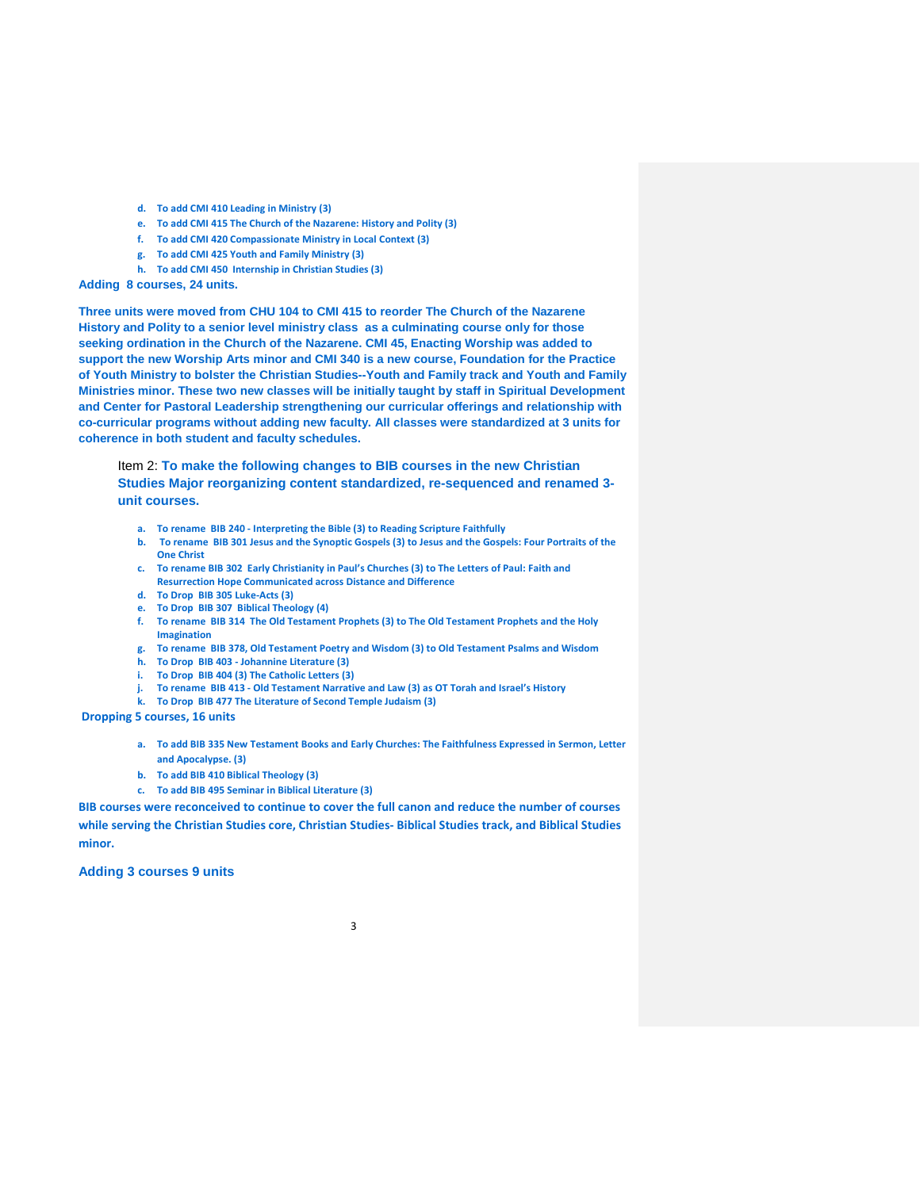d. **To add CMI 410 Leading in Ministry (3)**
e. **To add CMI 415 The Church of the Nazarene: History and Polity (3)**
f. **To add CMI 420 Compassionate Ministry in Local Context (3)**
g. **To add CMI 425 Youth and Family Ministry (3)**
h. **To add CMI 450 Internship in Christian Studies (3)**

**Adding 8 courses, 24 units.**

**Three units were moved from CHU 104 to CMI 415 to reorder The Church of the Nazarene History and Polity to a senior level ministry class as a culminating course only for those seeking ordination in the Church of the Nazarene. CMI 45, Enacting Worship was added to support the new Worship Arts minor and CMI 340 is a new course, Foundation for the Practice of Youth Ministry to bolster the Christian Studies--Youth and Family track and Youth and Family Ministries minor. These two new classes will be initially taught by staff in Spiritual Development and Center for Pastoral Leadership strengthening our curricular offerings and relationship with co-curricular programs without adding new faculty. All classes were standardized at 3 units for coherence in both student and faculty schedules.**

Item 2: **To make the following changes to BIB courses in the new Christian Studies Major reorganizing content standardized, re-sequenced and renamed 3-unit courses.**

a. **To rename BIB 240 - Interpreting the Bible (3) to Reading Scripture Faithfully**
b. **To rename BIB 301 Jesus and the Synoptic Gospels (3) to Jesus and the Gospels: Four Portraits of the One Christ**
c. **To rename BIB 302 Early Christianity in Paul's Churches (3) to The Letters of Paul: Faith and Resurrection Hope Communicated across Distance and Difference**
d. **To Drop BIB 305 Luke-Acts (3)**
e. **To Drop BIB 307 Biblical Theology (4)**
f. **To rename BIB 314 The Old Testament Prophets (3) to The Old Testament Prophets and the Holy Imagination**
g. **To rename BIB 378, Old Testament Poetry and Wisdom (3) to Old Testament Psalms and Wisdom**
h. **To Drop BIB 403 - Johannine Literature (3)**
i. **To Drop BIB 404 (3) The Catholic Letters (3)**
j. **To rename BIB 413 - Old Testament Narrative and Law (3) as OT Torah and Israel's History**
k. **To Drop BIB 477 The Literature of Second Temple Judaism (3)**

**Dropping 5 courses, 16 units**

a. **To add BIB 335 New Testament Books and Early Churches: The Faithfulness Expressed in Sermon, Letter and Apocalypse. (3)**
b. **To add BIB 410 Biblical Theology (3)**
c. **To add BIB 495 Seminar in Biblical Literature (3)**

**BIB courses were reconceived to continue to cover the full canon and reduce the number of courses while serving the Christian Studies core, Christian Studies- Biblical Studies track, and Biblical Studies minor.**

**Adding 3 courses 9 units**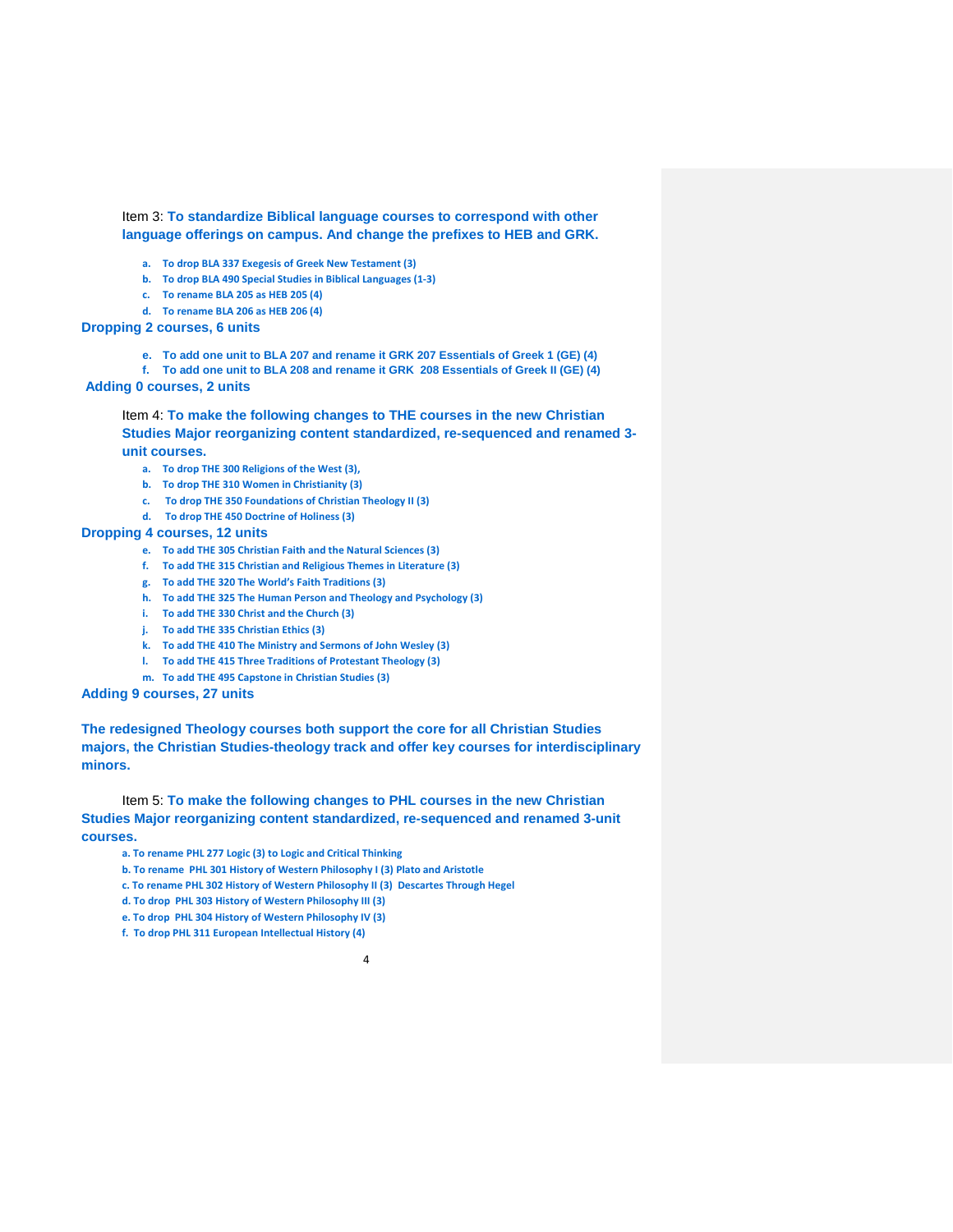Item 3: **To standardize Biblical language courses to correspond with other language offerings on campus. And change the prefixes to HEB and GRK.**

a. **To drop BLA 337 Exegesis of Greek New Testament (3)**
b. **To drop BLA 490 Special Studies in Biblical Languages (1-3)**
c. **To rename BLA 205 as HEB 205 (4)**
d. **To rename BLA 206 as HEB 206 (4)**

**Dropping 2 courses, 6 units**

e. **To add one unit to BLA 207 and rename it GRK 207 Essentials of Greek 1 (GE) (4)**
f. **To add one unit to BLA 208 and rename it GRK 208 Essentials of Greek II (GE) (4)**

**Adding 0 courses, 2 units**

Item 4: **To make the following changes to THE courses in the new Christian Studies Major reorganizing content standardized, re-sequenced and renamed 3-unit courses.**

a. **To drop THE 300 Religions of the West (3),**
b. **To drop THE 310 Women in Christianity (3)**
c. **To drop THE 350 Foundations of Christian Theology II (3)**
d. **To drop THE 450 Doctrine of Holiness (3)**

**Dropping 4 courses, 12 units**

e. **To add THE 305 Christian Faith and the Natural Sciences (3)**
f. **To add THE 315 Christian and Religious Themes in Literature (3)**
g. **To add THE 320 The World's Faith Traditions (3)**
h. **To add THE 325 The Human Person and Theology and Psychology (3)**
i. **To add THE 330 Christ and the Church (3)**
j. **To add THE 335 Christian Ethics (3)**
k. **To add THE 410 The Ministry and Sermons of John Wesley (3)**
l. **To add THE 415 Three Traditions of Protestant Theology (3)**
m. **To add THE 495 Capstone in Christian Studies (3)**

**Adding 9 courses, 27 units**

**The redesigned Theology courses both support the core for all Christian Studies majors, the Christian Studies-theology track and offer key courses for interdisciplinary minors.**

Item 5: **To make the following changes to PHL courses in the new Christian Studies Major reorganizing content standardized, re-sequenced and renamed 3-unit courses.**

a. **To rename PHL 277 Logic (3) to Logic and Critical Thinking**
b. **To rename PHL 301 History of Western Philosophy I (3) Plato and Aristotle**
c. **To rename PHL 302 History of Western Philosophy II (3) Descartes Through Hegel**
d. **To drop PHL 303 History of Western Philosophy III (3)**
e. **To drop PHL 304 History of Western Philosophy IV (3)**
f. **To drop PHL 311 European Intellectual History (4)**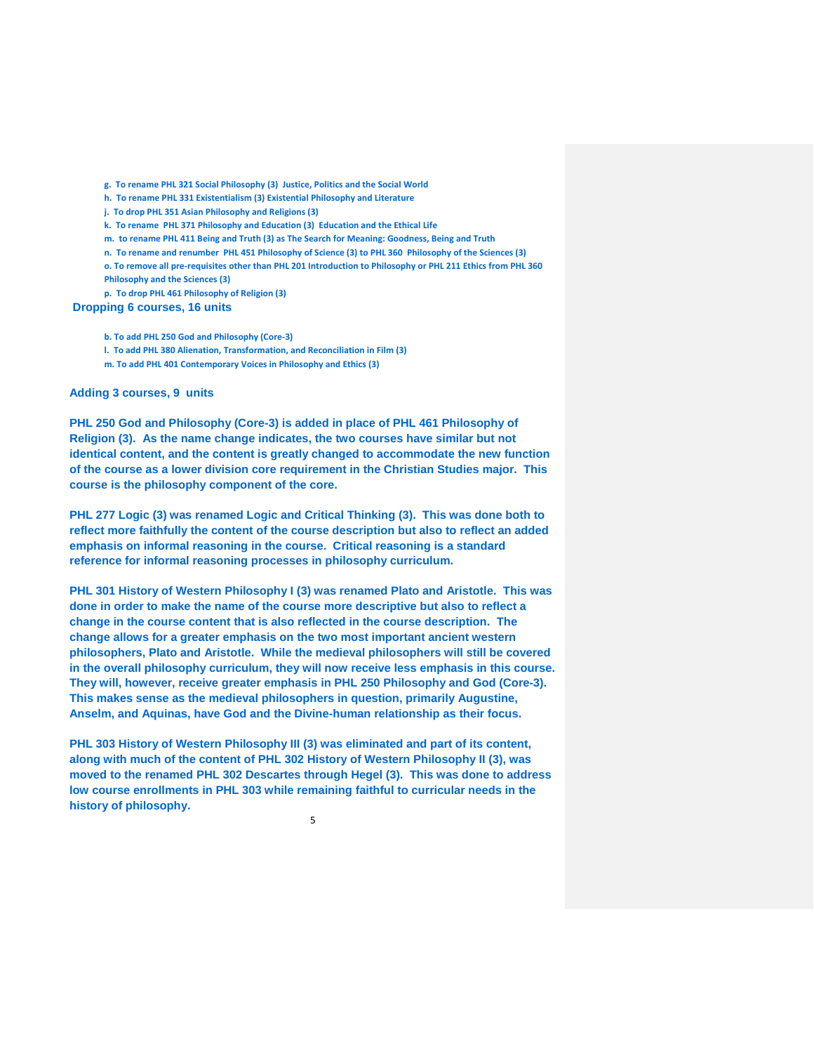g. To rename PHL 321 Social Philosophy (3) Justice, Politics and the Social World

h. To rename PHL 331 Existentialism (3) Existential Philosophy and Literature

j. To drop PHL 351 Asian Philosophy and Religions (3)

k. To rename PHL 371 Philosophy and Education (3) Education and the Ethical Life

m. to rename PHL 411 Being and Truth (3) as The Search for Meaning: Goodness, Being and Truth

n. To rename and renumber PHL 451 Philosophy of Science (3) to PHL 360 Philosophy of the Sciences (3)

o. To remove all pre-requisites other than PHL 201 Introduction to Philosophy or PHL 211 Ethics from PHL 360 Philosophy and the Sciences (3)

p. To drop PHL 461 Philosophy of Religion (3)

**Dropping 6 courses, 16 units**

b. To add PHL 250 God and Philosophy (Core-3)

l. To add PHL 380 Alienation, Transformation, and Reconciliation in Film (3)

m. To add PHL 401 Contemporary Voices in Philosophy and Ethics (3)

**Adding 3 courses, 9 units**

**PHL 250 God and Philosophy (Core-3) is added in place of PHL 461 Philosophy of Religion (3). As the name change indicates, the two courses have similar but not identical content, and the content is greatly changed to accommodate the new function of the course as a lower division core requirement in the Christian Studies major. This course is the philosophy component of the core.**

**PHL 277 Logic (3) was renamed Logic and Critical Thinking (3). This was done both to reflect more faithfully the content of the course description but also to reflect an added emphasis on informal reasoning in the course. Critical reasoning is a standard reference for informal reasoning processes in philosophy curriculum.**

**PHL 301 History of Western Philosophy I (3) was renamed Plato and Aristotle. This was done in order to make the name of the course more descriptive but also to reflect a change in the course content that is also reflected in the course description. The change allows for a greater emphasis on the two most important ancient western philosophers, Plato and Aristotle. While the medieval philosophers will still be covered in the overall philosophy curriculum, they will now receive less emphasis in this course. They will, however, receive greater emphasis in PHL 250 Philosophy and God (Core-3). This makes sense as the medieval philosophers in question, primarily Augustine, Anselm, and Aquinas, have God and the Divine-human relationship as their focus.**

**PHL 303 History of Western Philosophy III (3) was eliminated and part of its content, along with much of the content of PHL 302 History of Western Philosophy II (3), was moved to the renamed PHL 302 Descartes through Hegel (3). This was done to address low course enrollments in PHL 303 while remaining faithful to curricular needs in the history of philosophy.**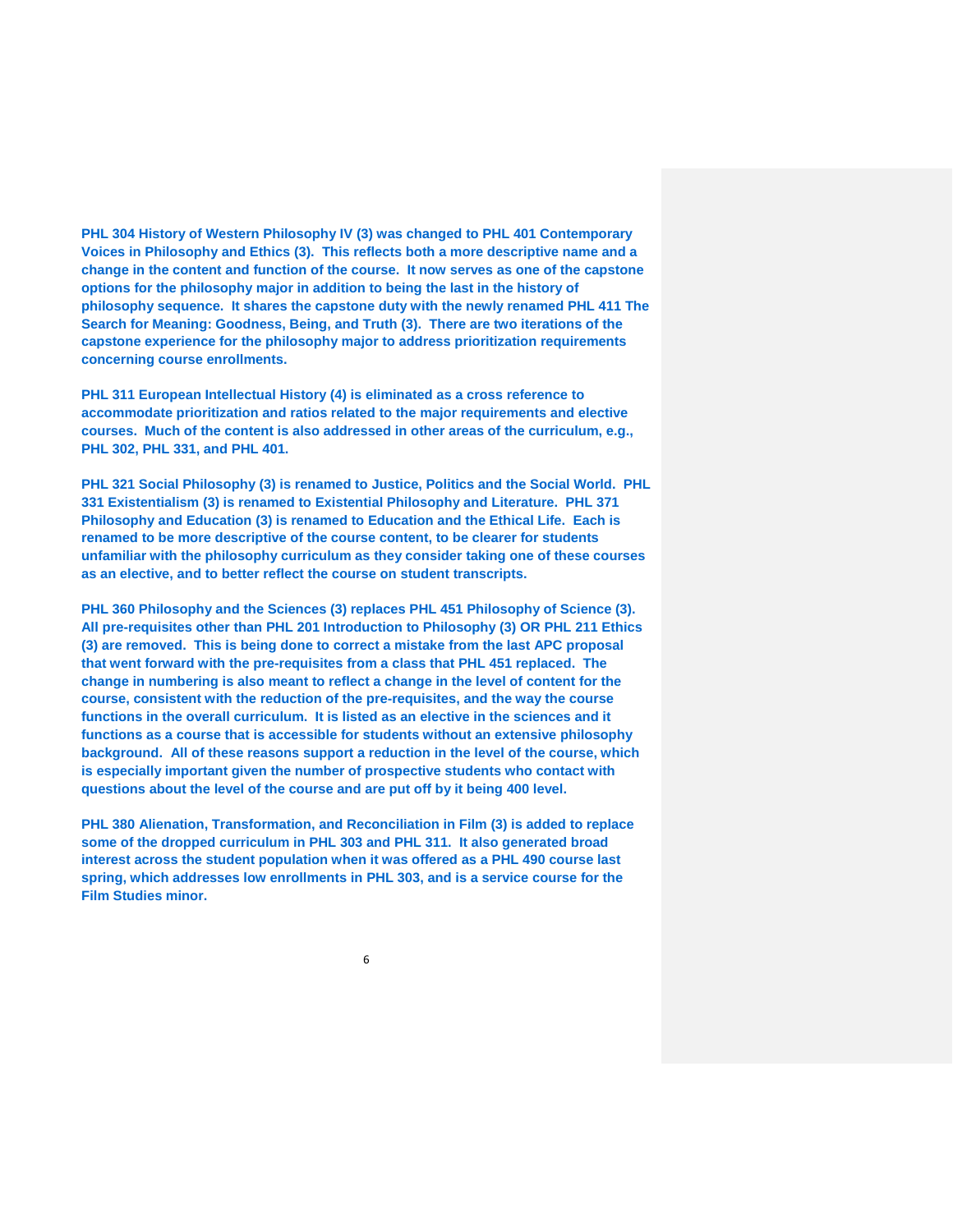**PHL 304 History of Western Philosophy IV (3) was changed to PHL 401 Contemporary Voices in Philosophy and Ethics (3). This reflects both a more descriptive name and a change in the content and function of the course. It now serves as one of the capstone options for the philosophy major in addition to being the last in the history of philosophy sequence. It shares the capstone duty with the newly renamed PHL 411 The Search for Meaning: Goodness, Being, and Truth (3). There are two iterations of the capstone experience for the philosophy major to address prioritization requirements concerning course enrollments.**

**PHL 311 European Intellectual History (4) is eliminated as a cross reference to accommodate prioritization and ratios related to the major requirements and elective courses. Much of the content is also addressed in other areas of the curriculum, e.g., PHL 302, PHL 331, and PHL 401.**

**PHL 321 Social Philosophy (3) is renamed to Justice, Politics and the Social World. PHL 331 Existentialism (3) is renamed to Existential Philosophy and Literature. PHL 371 Philosophy and Education (3) is renamed to Education and the Ethical Life. Each is renamed to be more descriptive of the course content, to be clearer for students unfamiliar with the philosophy curriculum as they consider taking one of these courses as an elective, and to better reflect the course on student transcripts.**

**PHL 360 Philosophy and the Sciences (3) replaces PHL 451 Philosophy of Science (3). All pre-requisites other than PHL 201 Introduction to Philosophy (3) OR PHL 211 Ethics (3) are removed. This is being done to correct a mistake from the last APC proposal that went forward with the pre-requisites from a class that PHL 451 replaced. The change in numbering is also meant to reflect a change in the level of content for the course, consistent with the reduction of the pre-requisites, and the way the course functions in the overall curriculum. It is listed as an elective in the sciences and it functions as a course that is accessible for students without an extensive philosophy background. All of these reasons support a reduction in the level of the course, which is especially important given the number of prospective students who contact with questions about the level of the course and are put off by it being 400 level.**

**PHL 380 Alienation, Transformation, and Reconciliation in Film (3) is added to replace some of the dropped curriculum in PHL 303 and PHL 311. It also generated broad interest across the student population when it was offered as a PHL 490 course last spring, which addresses low enrollments in PHL 303, and is a service course for the Film Studies minor.**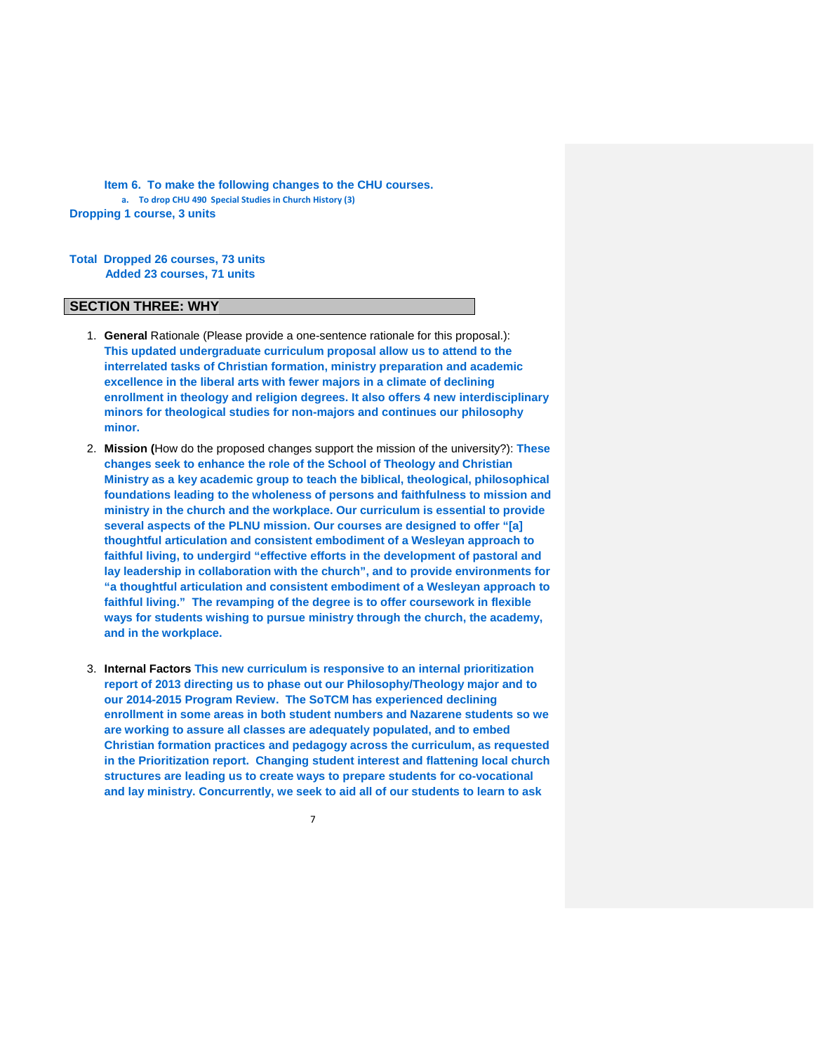**Item 6. To make the following changes to the CHU courses.**

a. **To drop CHU 490 Special Studies in Church History (3)**

**Dropping 1 course, 3 units**

**Total Dropped 26 courses, 73 units**
**Added 23 courses, 71 units**

## SECTION THREE: WHY

1. **General** Rationale (Please provide a one-sentence rationale for this proposal.): **This updated undergraduate curriculum proposal allow us to attend to the interrelated tasks of Christian formation, ministry preparation and academic excellence in the liberal arts with fewer majors in a climate of declining enrollment in theology and religion degrees. It also offers 4 new interdisciplinary minors for theological studies for non-majors and continues our philosophy minor.**
2. **Mission (**How do the proposed changes support the mission of the university?): **These changes seek to enhance the role of the School of Theology and Christian Ministry as a key academic group to teach the biblical, theological, philosophical foundations leading to the wholeness of persons and faithfulness to mission and ministry in the church and the workplace. Our curriculum is essential to provide several aspects of the PLNU mission. Our courses are designed to offer "[a] thoughtful articulation and consistent embodiment of a Wesleyan approach to faithful living, to undergird "effective efforts in the development of pastoral and lay leadership in collaboration with the church", and to provide environments for "a thoughtful articulation and consistent embodiment of a Wesleyan approach to faithful living." The revamping of the degree is to offer coursework in flexible ways for students wishing to pursue ministry through the church, the academy, and in the workplace.**
3. **Internal Factors This new curriculum is responsive to an internal prioritization report of 2013 directing us to phase out our Philosophy/Theology major and to our 2014-2015 Program Review. The SoTCM has experienced declining enrollment in some areas in both student numbers and Nazarene students so we are working to assure all classes are adequately populated, and to embed Christian formation practices and pedagogy across the curriculum, as requested in the Prioritization report. Changing student interest and flattening local church structures are leading us to create ways to prepare students for co-vocational and lay ministry. Concurrently, we seek to aid all of our students to learn to ask**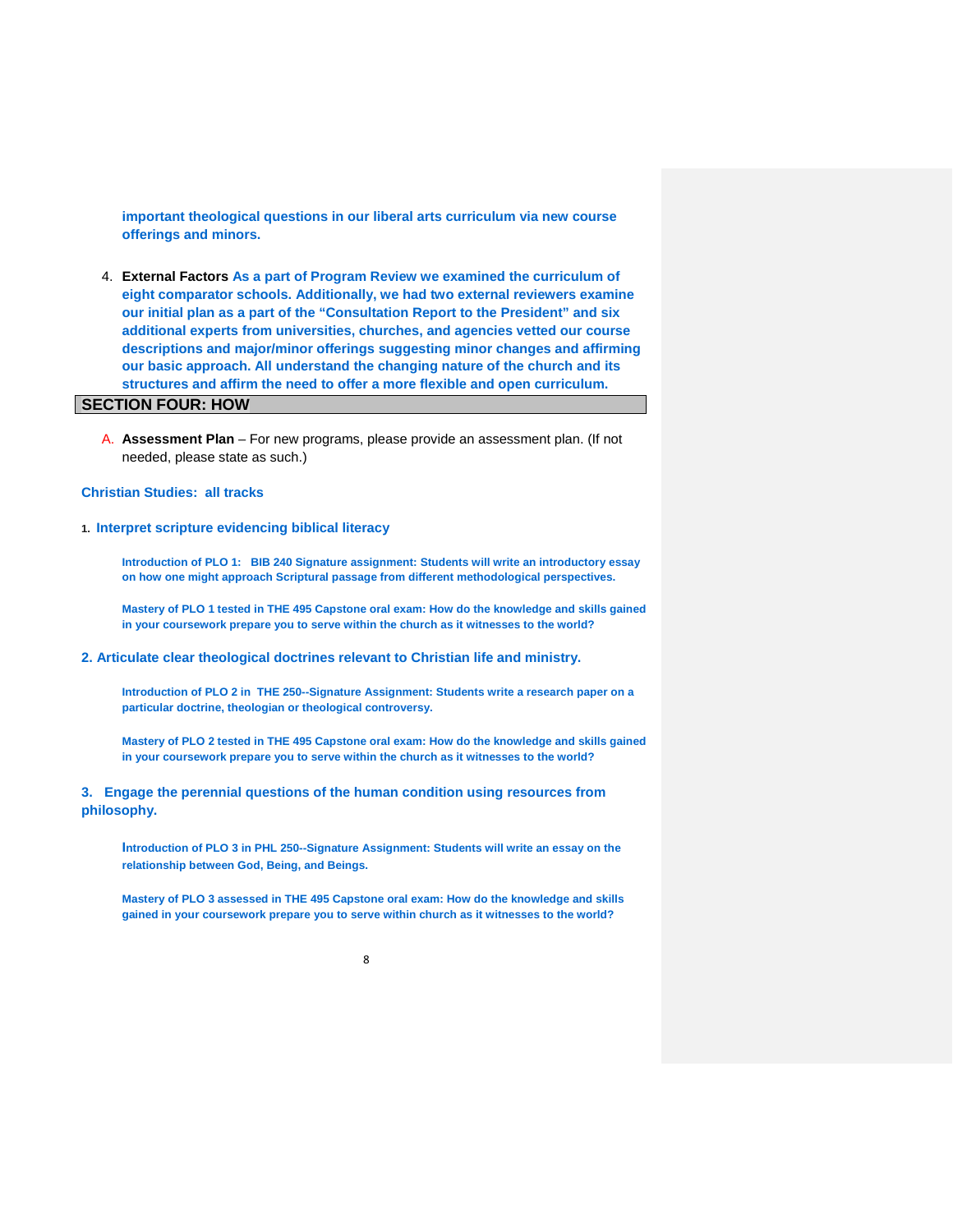important theological questions in our liberal arts curriculum via new course offerings and minors.

4. **External Factors** As a part of Program Review we examined the curriculum of eight comparator schools. Additionally, we had two external reviewers examine our initial plan as a part of the "Consultation Report to the President" and six additional experts from universities, churches, and agencies vetted our course descriptions and major/minor offerings suggesting minor changes and affirming our basic approach. All understand the changing nature of the church and its structures and affirm the need to offer a more flexible and open curriculum.

## SECTION FOUR: HOW

A. **Assessment Plan** – For new programs, please provide an assessment plan. (If not needed, please state as such.)

**Christian Studies: all tracks**

**1. Interpret scripture evidencing biblical literacy**

**Introduction of PLO 1: BIB 240 Signature assignment: Students will write an introductory essay on how one might approach Scriptural passage from different methodological perspectives.**

**Mastery of PLO 1 tested in THE 495 Capstone oral exam: How do the knowledge and skills gained in your coursework prepare you to serve within the church as it witnesses to the world?**

**2. Articulate clear theological doctrines relevant to Christian life and ministry.**

**Introduction of PLO 2 in THE 250--Signature Assignment: Students write a research paper on a particular doctrine, theologian or theological controversy.**

**Mastery of PLO 2 tested in THE 495 Capstone oral exam: How do the knowledge and skills gained in your coursework prepare you to serve within the church as it witnesses to the world?**

**3. Engage the perennial questions of the human condition using resources from philosophy.**

**Introduction of PLO 3 in PHL 250--Signature Assignment: Students will write an essay on the relationship between God, Being, and Beings.**

**Mastery of PLO 3 assessed in THE 495 Capstone oral exam: How do the knowledge and skills gained in your coursework prepare you to serve within church as it witnesses to the world?**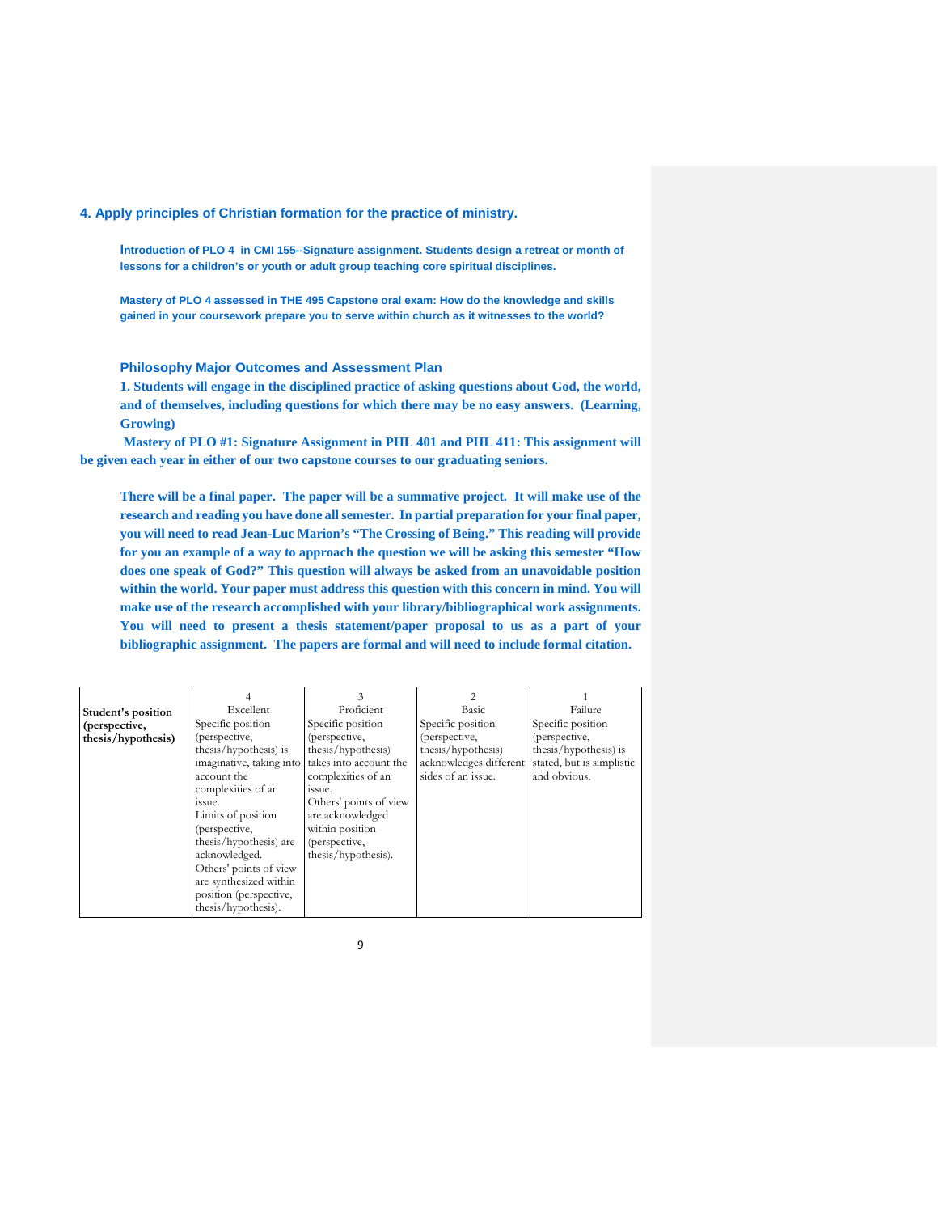### 4. Apply principles of Christian formation for the practice of ministry.

**Introduction of PLO 4 in CMI 155--Signature assignment. Students design a retreat or month of lessons for a children's or youth or adult group teaching core spiritual disciplines.**

**Mastery of PLO 4 assessed in THE 495 Capstone oral exam: How do the knowledge and skills gained in your coursework prepare you to serve within church as it witnesses to the world?**

### Philosophy Major Outcomes and Assessment Plan

**1. Students will engage in the disciplined practice of asking questions about God, the world, and of themselves, including questions for which there may be no easy answers. (Learning, Growing)**

**Mastery of PLO #1: Signature Assignment in PHL 401 and PHL 411: This assignment will be given each year in either of our two capstone courses to our graduating seniors.**

**There will be a final paper. The paper will be a summative project. It will make use of the research and reading you have done all semester. In partial preparation for your final paper, you will need to read Jean-Luc Marion's "The Crossing of Being." This reading will provide for you an example of a way to approach the question we will be asking this semester "How does one speak of God?" This question will always be asked from an unavoidable position within the world. Your paper must address this question with this concern in mind. You will make use of the research accomplished with your library/bibliographical work assignments. You will need to present a thesis statement/paper proposal to us as a part of your bibliographic assignment. The papers are formal and will need to include formal citation.**

| | 4<br>Excellent | 3<br>Proficient | 2<br>Basic | 1<br>Failure |
|---|---|---|---|---|
| **Student's position (perspective, thesis/hypothesis)** | Specific position (perspective, thesis/hypothesis) is imaginative, taking into account the complexities of an issue.<br>Limits of position (perspective, thesis/hypothesis) are acknowledged.<br>Others' points of view are synthesized within position (perspective, thesis/hypothesis). | Specific position (perspective, thesis/hypothesis) takes into account the complexities of an issue.<br>Others' points of view are acknowledged within position (perspective, thesis/hypothesis). | Specific position (perspective, thesis/hypothesis) acknowledges different sides of an issue. | Specific position (perspective, thesis/hypothesis) is stated, but is simplistic and obvious. |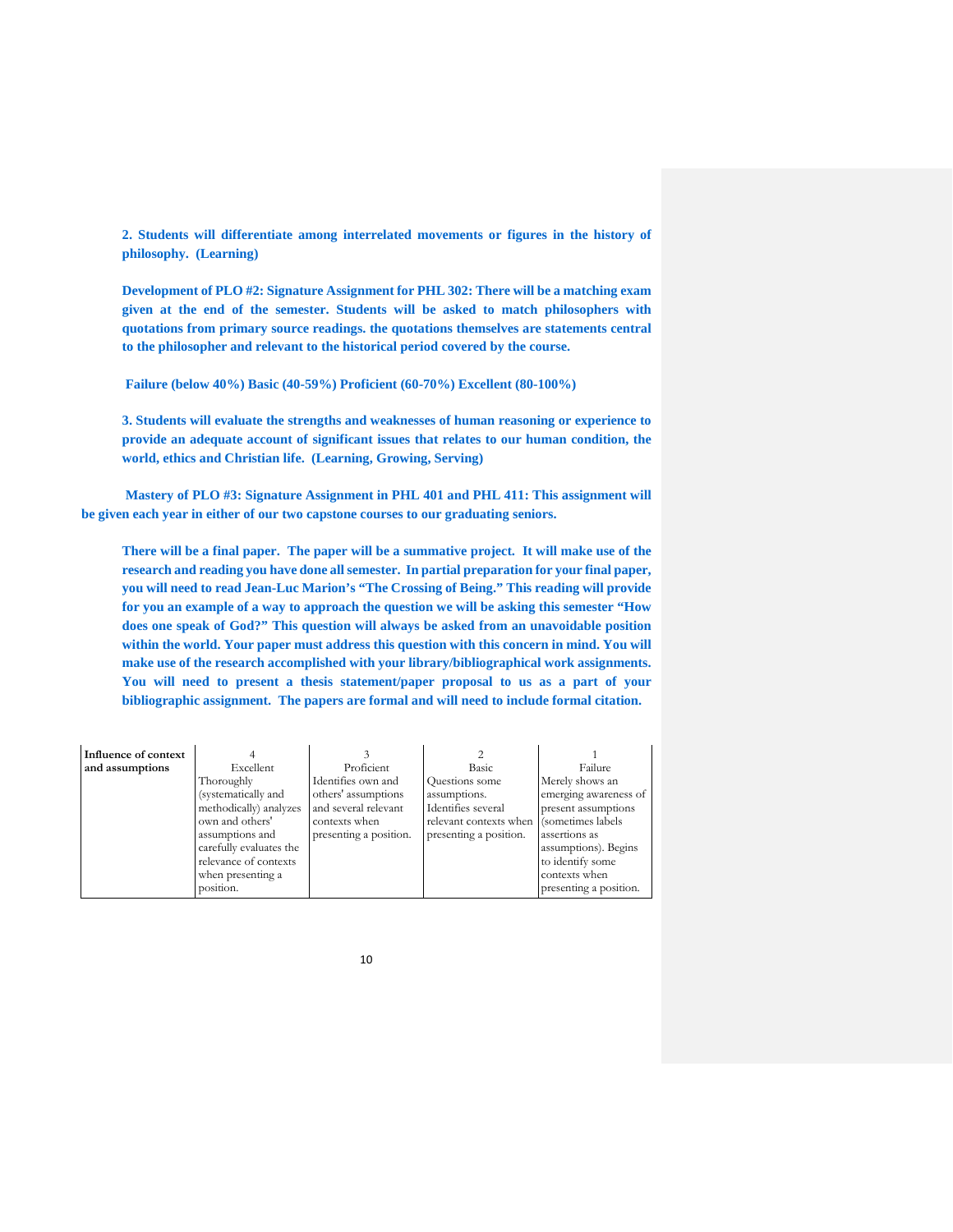**2. Students will differentiate among interrelated movements or figures in the history of philosophy. (Learning)**

**Development of PLO #2: Signature Assignment for PHL 302: There will be a matching exam given at the end of the semester. Students will be asked to match philosophers with quotations from primary source readings. the quotations themselves are statements central to the philosopher and relevant to the historical period covered by the course.**

**Failure (below 40%) Basic (40-59%) Proficient (60-70%) Excellent (80-100%)**

**3. Students will evaluate the strengths and weaknesses of human reasoning or experience to provide an adequate account of significant issues that relates to our human condition, the world, ethics and Christian life. (Learning, Growing, Serving)**

**Mastery of PLO #3: Signature Assignment in PHL 401 and PHL 411: This assignment will be given each year in either of our two capstone courses to our graduating seniors.**

**There will be a final paper. The paper will be a summative project. It will make use of the research and reading you have done all semester. In partial preparation for your final paper, you will need to read Jean-Luc Marion's "The Crossing of Being." This reading will provide for you an example of a way to approach the question we will be asking this semester "How does one speak of God?" This question will always be asked from an unavoidable position within the world. Your paper must address this question with this concern in mind. You will make use of the research accomplished with your library/bibliographical work assignments. You will need to present a thesis statement/paper proposal to us as a part of your bibliographic assignment. The papers are formal and will need to include formal citation.**

| Influence of context and assumptions | 4<br>Excellent | 3<br>Proficient | 2<br>Basic | 1<br>Failure |
|---|---|---|---|---|
| | Thoroughly (systematically and methodically) analyzes own and others' assumptions and carefully evaluates the relevance of contexts when presenting a position. | Identifies own and others' assumptions and several relevant contexts when presenting a position. | Questions some assumptions. Identifies several relevant contexts when presenting a position. | Merely shows an emerging awareness of present assumptions (sometimes labels assertions as assumptions). Begins to identify some contexts when presenting a position. |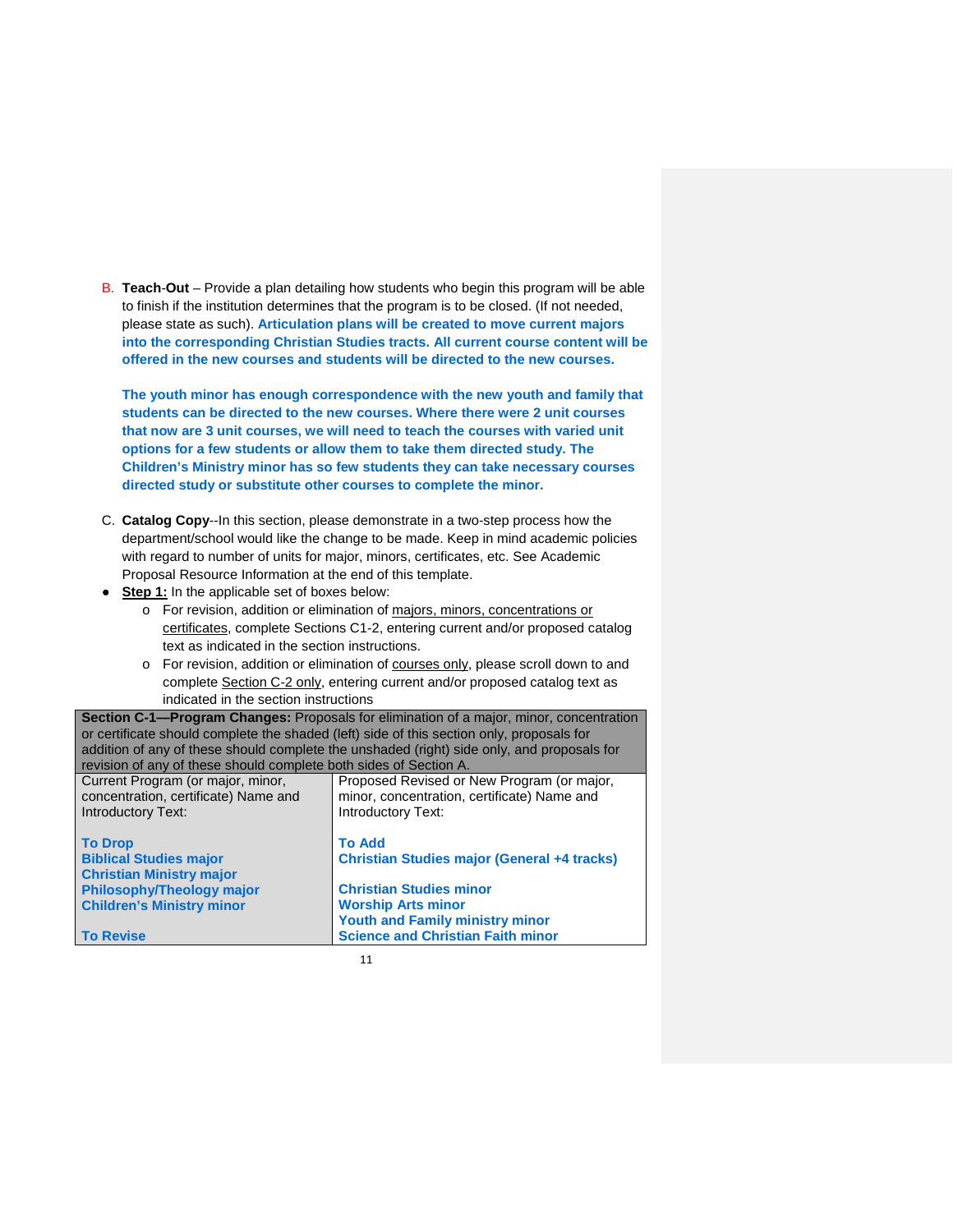B. **Teach-Out** – Provide a plan detailing how students who begin this program will be able to finish if the institution determines that the program is to be closed. (If not needed, please state as such). **Articulation plans will be created to move current majors into the corresponding Christian Studies tracts. All current course content will be offered in the new courses and students will be directed to the new courses.**

**The youth minor has enough correspondence with the new youth and family that students can be directed to the new courses. Where there were 2 unit courses that now are 3 unit courses, we will need to teach the courses with varied unit options for a few students or allow them to take them directed study. The Children's Ministry minor has so few students they can take necessary courses directed study or substitute other courses to complete the minor.**

C. **Catalog Copy**--In this section, please demonstrate in a two-step process how the department/school would like the change to be made. Keep in mind academic policies with regard to number of units for major, minors, certificates, etc. See Academic Proposal Resource Information at the end of this template.

- **Step 1:** In the applicable set of boxes below:
  - For revision, addition or elimination of majors, minors, concentrations or certificates, complete Sections C1-2, entering current and/or proposed catalog text as indicated in the section instructions.
  - For revision, addition or elimination of courses only, please scroll down to and complete Section C-2 only, entering current and/or proposed catalog text as indicated in the section instructions

| **Section C-1—Program Changes:** Proposals for elimination of a major, minor, concentration or certificate should complete the shaded (left) side of this section only, proposals for addition of any of these should complete the unshaded (right) side only, and proposals for revision of any of these should complete both sides of Section A. | |
|---|---|
| Current Program (or major, minor, concentration, certificate) Name and Introductory Text:<br><br>**To Drop**<br>**Biblical Studies major**<br>**Christian Ministry major**<br>**Philosophy/Theology major**<br>**Children's Ministry minor**<br><br>**To Revise** | Proposed Revised or New Program (or major, minor, concentration, certificate) Name and Introductory Text:<br><br>**To Add**<br>**Christian Studies major (General +4 tracks)**<br><br>**Christian Studies minor**<br>**Worship Arts minor**<br>**Youth and Family ministry minor**<br>**Science and Christian Faith minor** |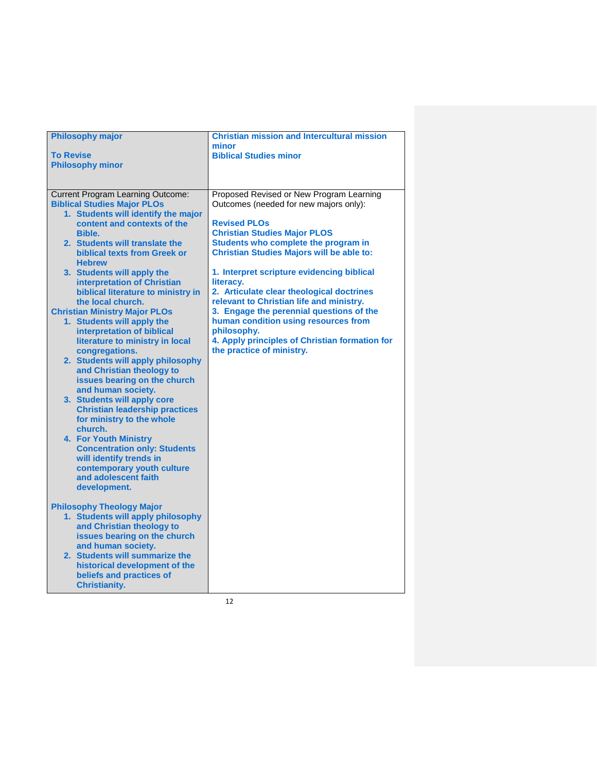| Philosophy major<br><br>To Revise<br>Philosophy minor | Christian mission and Intercultural mission minor<br>Biblical Studies minor |
|---|---|
| Current Program Learning Outcome:<br>**Biblical Studies Major PLOs**<br>1. Students will identify the major content and contexts of the Bible.<br>2. Students will translate the biblical texts from Greek or Hebrew<br>3. Students will apply the interpretation of Christian biblical literature to ministry in the local church.<br>**Christian Ministry Major PLOs**<br>1. Students will apply the interpretation of biblical literature to ministry in local congregations.<br>2. Students will apply philosophy and Christian theology to issues bearing on the church and human society.<br>3. Students will apply core Christian leadership practices for ministry to the whole church.<br>4. For Youth Ministry Concentration only: Students will identify trends in contemporary youth culture and adolescent faith development.<br><br>**Philosophy Theology Major**<br>1. Students will apply philosophy and Christian theology to issues bearing on the church and human society.<br>2. Students will summarize the historical development of the beliefs and practices of Christianity. | Proposed Revised or New Program Learning Outcomes (needed for new majors only):<br><br>**Revised PLOs**<br>**Christian Studies Major PLOS**<br>**Students who complete the program in Christian Studies Majors will be able to:**<br><br>1. Interpret scripture evidencing biblical literacy.<br>2. Articulate clear theological doctrines relevant to Christian life and ministry.<br>3. Engage the perennial questions of the human condition using resources from philosophy.<br>4. Apply principles of Christian formation for the practice of ministry. |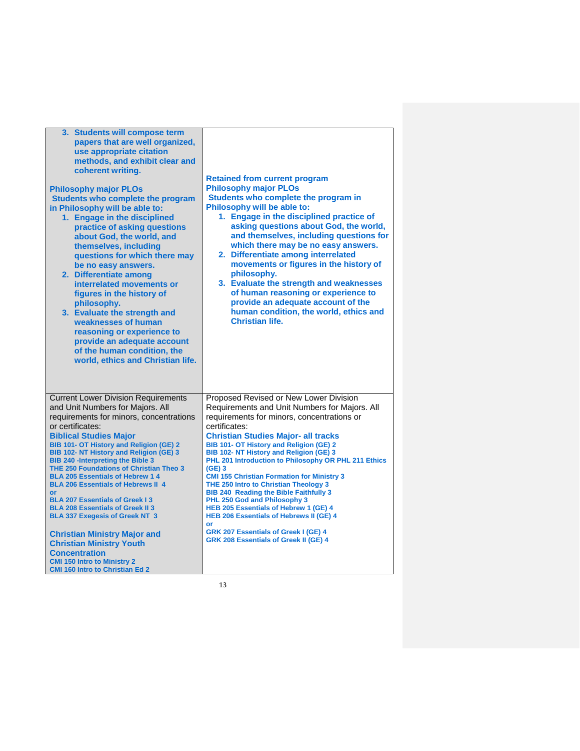| | |
|---|---|
| 3. **Students will compose term papers that are well organized, use appropriate citation methods, and exhibit clear and coherent writing.**<br><br>**Philosophy major PLOs**<br>**Students who complete the program in Philosophy will be able to:**<br>1. **Engage in the disciplined practice of asking questions about God, the world, and themselves, including questions for which there may be no easy answers.**<br>2. **Differentiate among interrelated movements or figures in the history of philosophy.**<br>3. **Evaluate the strength and weaknesses of human reasoning or experience to provide an adequate account of the human condition, the world, ethics and Christian life.** | **Retained from current program**<br>**Philosophy major PLOs**<br>**Students who complete the program in Philosophy will be able to:**<br>1. **Engage in the disciplined practice of asking questions about God, the world, and themselves, including questions for which there may be no easy answers.**<br>2. **Differentiate among interrelated movements or figures in the history of philosophy.**<br>3. **Evaluate the strength and weaknesses of human reasoning or experience to provide an adequate account of the human condition, the world, ethics and Christian life.** |
| Current Lower Division Requirements and Unit Numbers for Majors. All requirements for minors, concentrations or certificates:<br>**Biblical Studies Major**<br>**BIB 101- OT History and Religion (GE) 2**<br>**BIB 102- NT History and Religion (GE) 3**<br>**BIB 240 -Interpreting the Bible 3**<br>**THE 250 Foundations of Christian Theo 3**<br>**BLA 205 Essentials of Hebrew 1 4**<br>**BLA 206 Essentials of Hebrews II 4**<br>**or**<br>**BLA 207 Essentials of Greek I 3**<br>**BLA 208 Essentials of Greek II 3**<br>**BLA 337 Exegesis of Greek NT 3**<br><br>**Christian Ministry Major and Christian Ministry Youth Concentration**<br>**CMI 150 Intro to Ministry 2**<br>**CMI 160 Intro to Christian Ed 2** | Proposed Revised or New Lower Division Requirements and Unit Numbers for Majors. All requirements for minors, concentrations or certificates:<br>**Christian Studies Major- all tracks**<br>**BIB 101- OT History and Religion (GE) 2**<br>**BIB 102- NT History and Religion (GE) 3**<br>**PHL 201 Introduction to Philosophy OR PHL 211 Ethics (GE) 3**<br>**CMI 155 Christian Formation for Ministry 3**<br>**THE 250 Intro to Christian Theology 3**<br>**BIB 240 Reading the Bible Faithfully 3**<br>**PHL 250 God and Philosophy 3**<br>**HEB 205 Essentials of Hebrew 1 (GE) 4**<br>**HEB 206 Essentials of Hebrews II (GE) 4**<br>**or**<br>**GRK 207 Essentials of Greek I (GE) 4**<br>**GRK 208 Essentials of Greek II (GE) 4** |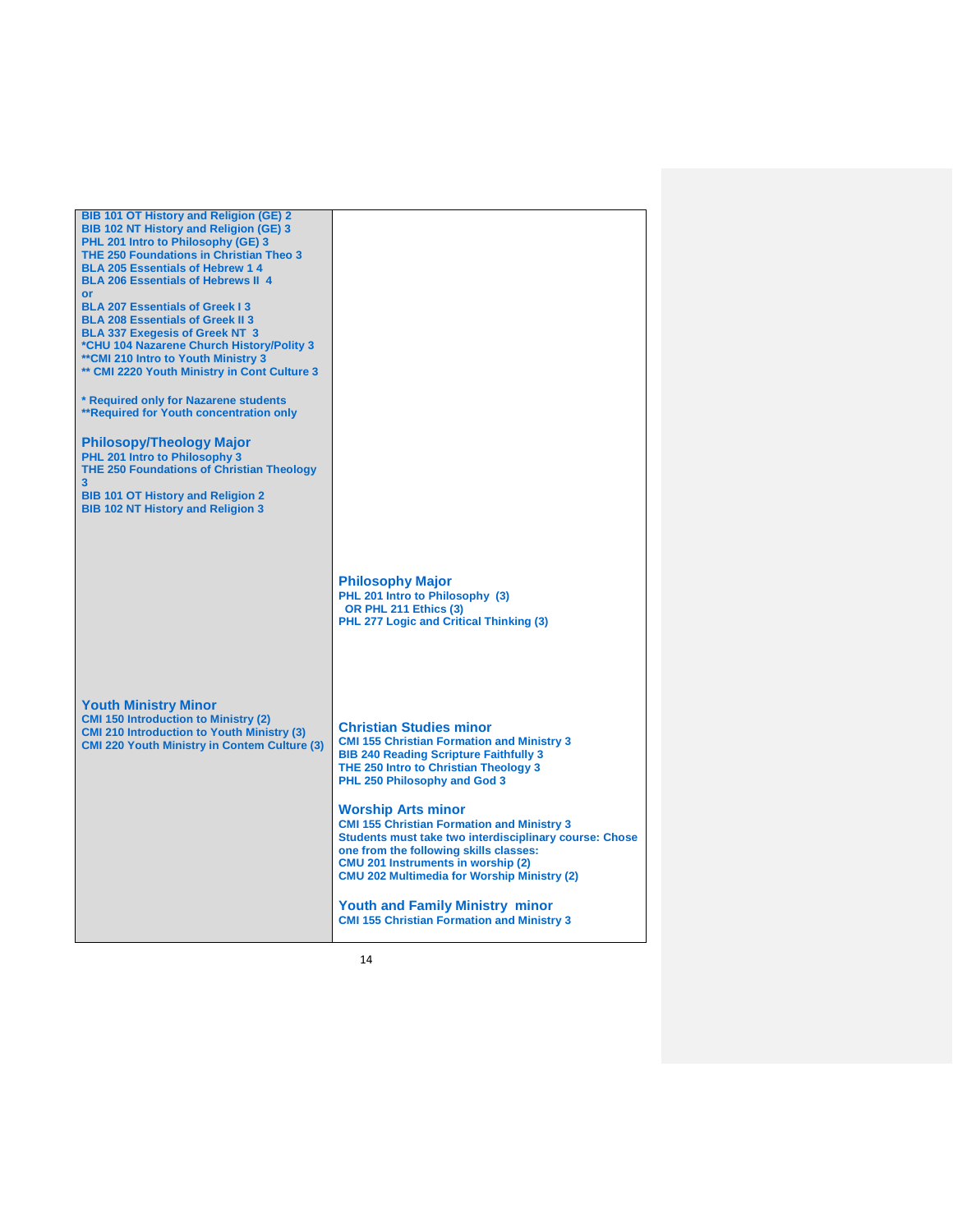| | |
|---|---|
| BIB 101 OT History and Religion (GE) 2<br>BIB 102 NT History and Religion (GE) 3<br>PHL 201 Intro to Philosophy (GE) 3<br>THE 250 Foundations in Christian Theo 3<br>BLA 205 Essentials of Hebrew 1 4<br>BLA 206 Essentials of Hebrews II 4<br>or<br>BLA 207 Essentials of Greek I 3<br>BLA 208 Essentials of Greek II 3<br>BLA 337 Exegesis of Greek NT 3<br>*CHU 104 Nazarene Church History/Polity 3<br>**CMI 210 Intro to Youth Ministry 3<br>** CMI 2220 Youth Ministry in Cont Culture 3<br><br>* Required only for Nazarene students<br>**Required for Youth concentration only<br><br>**Philosophy/Theology Major**<br>PHL 201 Intro to Philosophy 3<br>THE 250 Foundations of Christian Theology 3<br>BIB 101 OT History and Religion 2<br>BIB 102 NT History and Religion 3 | |
| | **Philosophy Major**<br>PHL 201 Intro to Philosophy (3)<br>OR PHL 211 Ethics (3)<br>PHL 277 Logic and Critical Thinking (3) |
| **Youth Ministry Minor**<br>CMI 150 Introduction to Ministry (2)<br>CMI 210 Introduction to Youth Ministry (3)<br>CMI 220 Youth Ministry in Contem Culture (3) | **Christian Studies minor**<br>CMI 155 Christian Formation and Ministry 3<br>BIB 240 Reading Scripture Faithfully 3<br>THE 250 Intro to Christian Theology 3<br>PHL 250 Philosophy and God 3<br><br>**Worship Arts minor**<br>CMI 155 Christian Formation and Ministry 3<br>Students must take two interdisciplinary course: Chose one from the following skills classes:<br>CMU 201 Instruments in worship (2)<br>CMU 202 Multimedia for Worship Ministry (2)<br><br>**Youth and Family Ministry minor**<br>CMI 155 Christian Formation and Ministry 3 |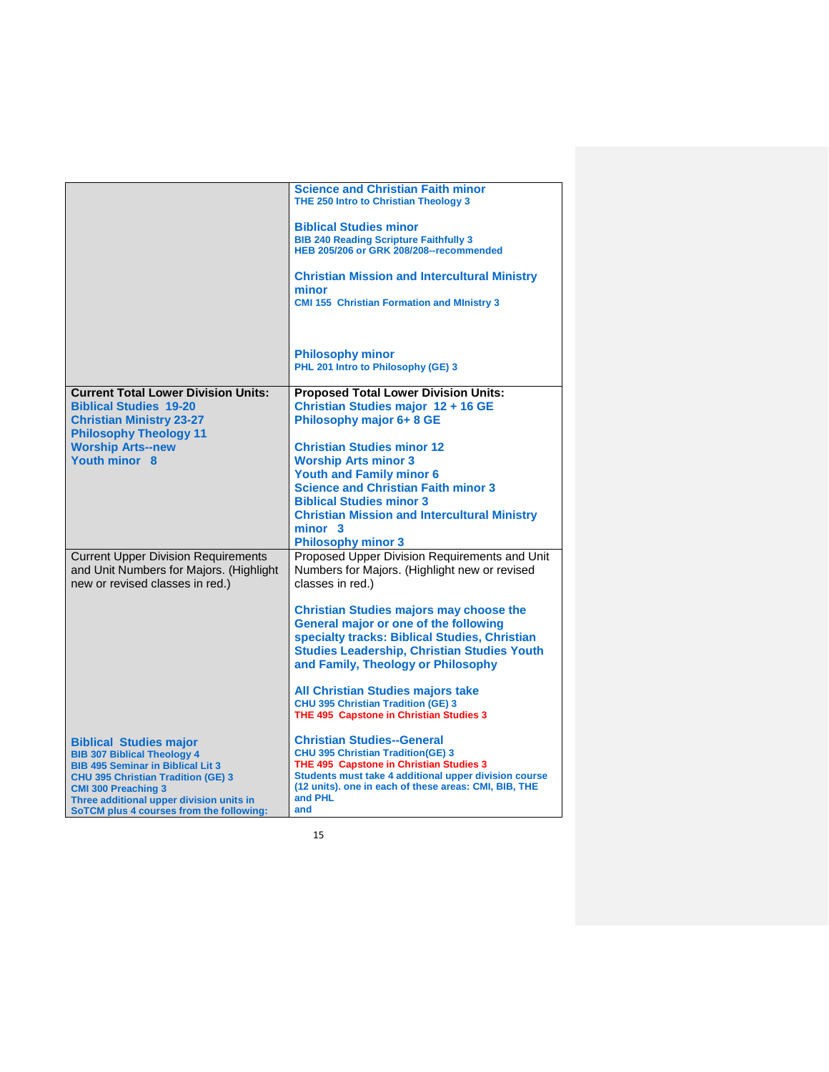| | |
|---|---|
| | **Science and Christian Faith minor**<br>THE 250 Intro to Christian Theology 3<br><br>**Biblical Studies minor**<br>BIB 240 Reading Scripture Faithfully 3<br>HEB 205/206 or GRK 208/208--recommended<br><br>**Christian Mission and Intercultural Ministry minor**<br>CMI 155 Christian Formation and MInistry 3<br><br>**Philosophy minor**<br>PHL 201 Intro to Philosophy (GE) 3 |
| **Current Total Lower Division Units:**<br>**Biblical Studies 19-20**<br>**Christian Ministry 23-27**<br>**Philosophy Theology 11**<br>**Worship Arts--new**<br>**Youth minor 8** | **Proposed Total Lower Division Units:**<br>**Christian Studies major 12 + 16 GE**<br>**Philosophy major 6+ 8 GE**<br><br>**Christian Studies minor 12**<br>**Worship Arts minor 3**<br>**Youth and Family minor 6**<br>**Science and Christian Faith minor 3**<br>**Biblical Studies minor 3**<br>**Christian Mission and Intercultural Ministry minor 3**<br>**Philosophy minor 3** |
| Current Upper Division Requirements and Unit Numbers for Majors. (Highlight new or revised classes in red.)<br><br><br><br><br><br><br><br>**Biblical Studies major**<br>BIB 307 Biblical Theology 4<br>BIB 495 Seminar in Biblical Lit 3<br>CHU 395 Christian Tradition (GE) 3<br>CMI 300 Preaching 3<br>Three additional upper division units in SoTCM plus 4 courses from the following: | Proposed Upper Division Requirements and Unit Numbers for Majors. (Highlight new or revised classes in red.)<br><br>**Christian Studies majors may choose the General major or one of the following specialty tracks: Biblical Studies, Christian Studies Leadership, Christian Studies Youth and Family, Theology or Philosophy**<br><br>**All Christian Studies majors take**<br>CHU 395 Christian Tradition (GE) 3<br>THE 495 Capstone in Christian Studies 3<br><br>**Christian Studies--General**<br>CHU 395 Christian Tradition(GE) 3<br>THE 495 Capstone in Christian Studies 3<br>Students must take 4 additional upper division course (12 units). one in each of these areas: CMI, BIB, THE and PHL<br>and |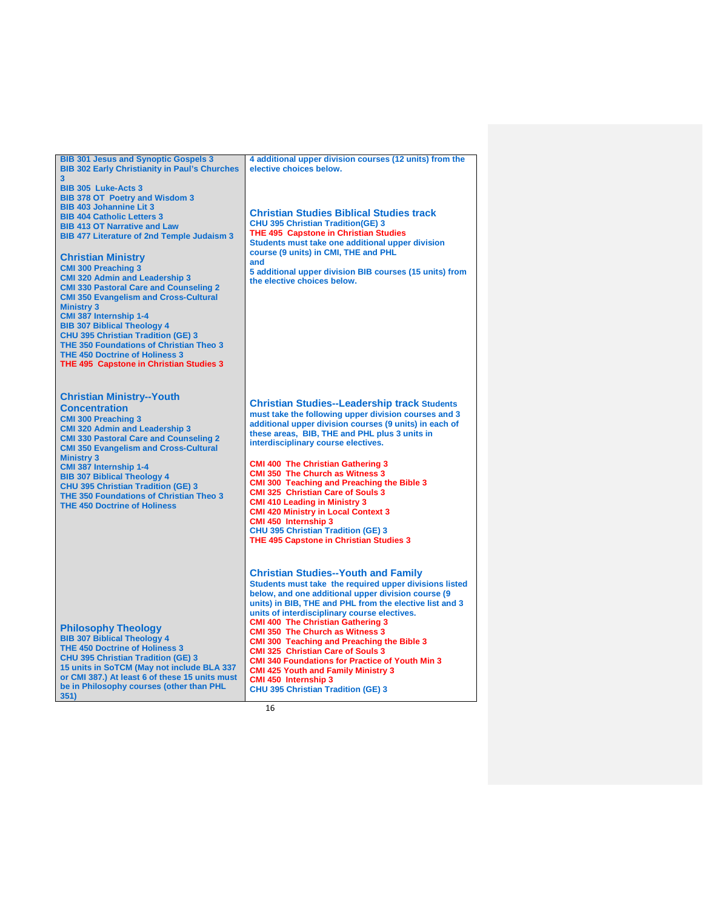BIB 301 Jesus and Synoptic Gospels 3
BIB 302 Early Christianity in Paul's Churches 3
BIB 305 Luke-Acts 3
BIB 378 OT Poetry and Wisdom 3
BIB 403 Johannine Lit 3
BIB 404 Catholic Letters 3
BIB 413 OT Narrative and Law
BIB 477 Literature of 2nd Temple Judaism 3

### Christian Ministry

CMI 300 Preaching 3
CMI 320 Admin and Leadership 3
CMI 330 Pastoral Care and Counseling 2
CMI 350 Evangelism and Cross-Cultural Ministry 3
CMI 387 Internship 1-4
BIB 307 Biblical Theology 4
CHU 395 Christian Tradition (GE) 3
THE 350 Foundations of Christian Theo 3
THE 450 Doctrine of Holiness 3
THE 495 Capstone in Christian Studies 3

### Christian Ministry--Youth Concentration

CMI 300 Preaching 3
CMI 320 Admin and Leadership 3
CMI 330 Pastoral Care and Counseling 2
CMI 350 Evangelism and Cross-Cultural Ministry 3
CMI 387 Internship 1-4
BIB 307 Biblical Theology 4
CHU 395 Christian Tradition (GE) 3
THE 350 Foundations of Christian Theo 3
THE 450 Doctrine of Holiness

### Philosophy Theology

BIB 307 Biblical Theology 4
THE 450 Doctrine of Holiness 3
CHU 395 Christian Tradition (GE) 3
15 units in SoTCM (May not include BLA 337 or CMI 387.) At least 6 of these 15 units must be in Philosophy courses (other than PHL 351)

4 additional upper division courses (12 units) from the elective choices below.

### Christian Studies Biblical Studies track

CHU 395 Christian Tradition(GE) 3
THE 495 Capstone in Christian Studies
Students must take one additional upper division course (9 units) in CMI, THE and PHL
and
5 additional upper division BIB courses (15 units) from the elective choices below.

### Christian Studies--Leadership track

Students must take the following upper division courses and 3 additional upper division courses (9 units) in each of these areas, BIB, THE and PHL plus 3 units in interdisciplinary course electives.

CMI 400 The Christian Gathering 3
CMI 350 The Church as Witness 3
CMI 300 Teaching and Preaching the Bible 3
CMI 325 Christian Care of Souls 3
CMI 410 Leading in Ministry 3
CMI 420 Ministry in Local Context 3
CMI 450 Internship 3
CHU 395 Christian Tradition (GE) 3
THE 495 Capstone in Christian Studies 3

### Christian Studies--Youth and Family

Students must take the required upper divisions listed below, and one additional upper division course (9 units) in BIB, THE and PHL from the elective list and 3 units of interdisciplinary course electives.
CMI 400 The Christian Gathering 3
CMI 350 The Church as Witness 3
CMI 300 Teaching and Preaching the Bible 3
CMI 325 Christian Care of Souls 3
CMI 340 Foundations for Practice of Youth Min 3
CMI 425 Youth and Family Ministry 3
CMI 450 Internship 3
CHU 395 Christian Tradition (GE) 3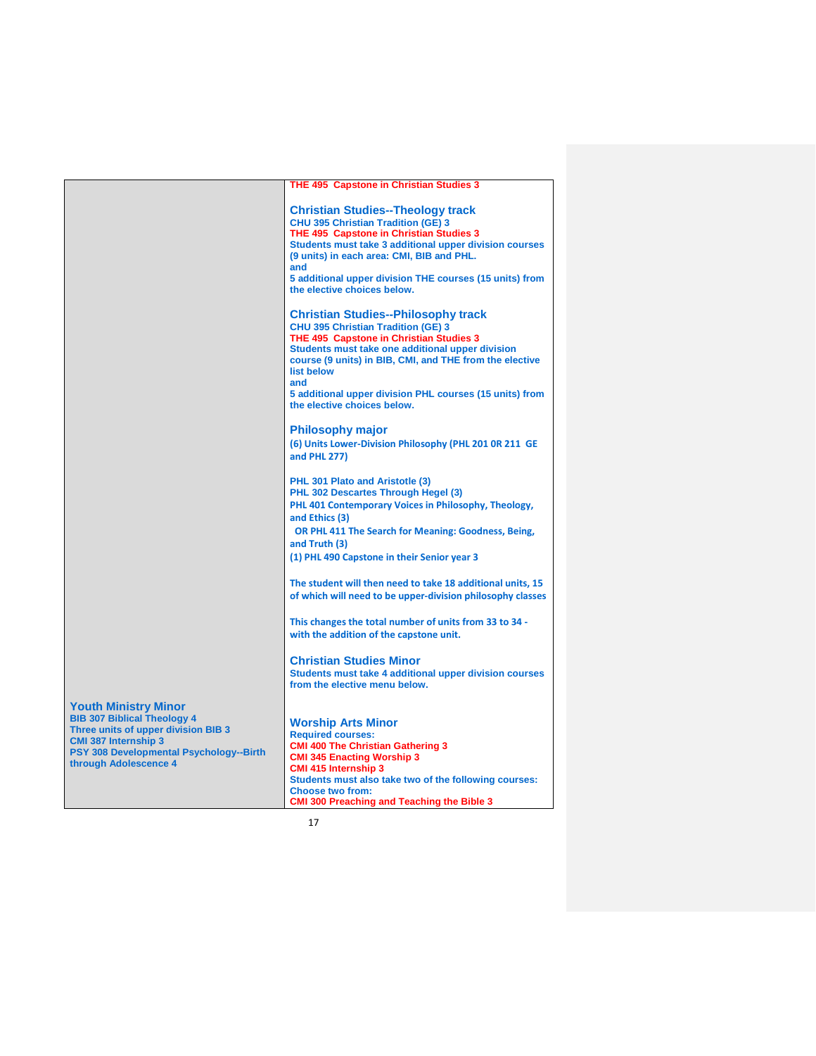| | |
|---|---|
| | **THE 495 Capstone in Christian Studies 3**<br><br>**Christian Studies--Theology track**<br>**CHU 395 Christian Tradition (GE) 3**<br>**THE 495 Capstone in Christian Studies 3**<br>**Students must take 3 additional upper division courses (9 units) in each area: CMI, BIB and PHL.**<br>**and**<br>**5 additional upper division THE courses (15 units) from the elective choices below.**<br><br>**Christian Studies--Philosophy track**<br>**CHU 395 Christian Tradition (GE) 3**<br>**THE 495 Capstone in Christian Studies 3**<br>**Students must take one additional upper division course (9 units) in BIB, CMI, and THE from the elective list below**<br>**and**<br>**5 additional upper division PHL courses (15 units) from the elective choices below.**<br><br>**Philosophy major**<br>**(6) Units Lower-Division Philosophy (PHL 201 0R 211 GE and PHL 277)**<br><br>**PHL 301 Plato and Aristotle (3)**<br>**PHL 302 Descartes Through Hegel (3)**<br>**PHL 401 Contemporary Voices in Philosophy, Theology, and Ethics (3)**<br>**OR PHL 411 The Search for Meaning: Goodness, Being, and Truth (3)**<br>**(1) PHL 490 Capstone in their Senior year 3**<br><br>**The student will then need to take 18 additional units, 15 of which will need to be upper-division philosophy classes**<br><br>**This changes the total number of units from 33 to 34 - with the addition of the capstone unit.**<br><br>**Christian Studies Minor**<br>**Students must take 4 additional upper division courses from the elective menu below.** |
| **Youth Ministry Minor**<br>**BIB 307 Biblical Theology 4**<br>**Three units of upper division BIB 3**<br>**CMI 387 Internship 3**<br>**PSY 308 Developmental Psychology--Birth through Adolescence 4** | **Worship Arts Minor**<br>**Required courses:**<br>**CMI 400 The Christian Gathering 3**<br>**CMI 345 Enacting Worship 3**<br>**CMI 415 Internship 3**<br>**Students must also take two of the following courses: Choose two from:**<br>**CMI 300 Preaching and Teaching the Bible 3** |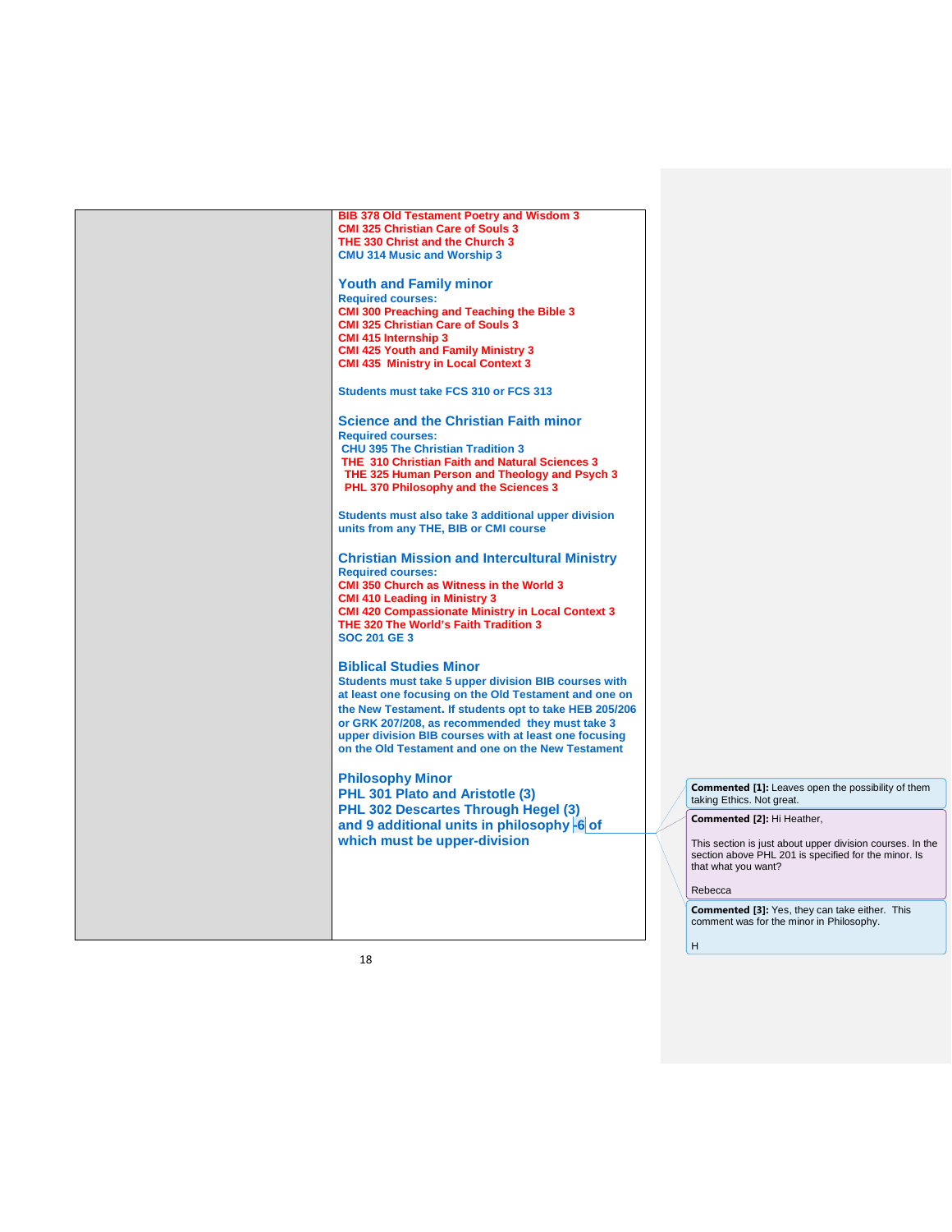BIB 378 Old Testament Poetry and Wisdom 3
CMI 325 Christian Care of Souls 3
THE 330 Christ and the Church 3
CMU 314 Music and Worship 3

## Youth and Family minor

**Required courses:**
CMI 300 Preaching and Teaching the Bible 3
CMI 325 Christian Care of Souls 3
CMI 415 Internship 3
CMI 425 Youth and Family Ministry 3
CMI 435 Ministry in Local Context 3

Students must take FCS 310 or FCS 313

## Science and the Christian Faith minor

**Required courses:**
CHU 395 The Christian Tradition 3
THE 310 Christian Faith and Natural Sciences 3
THE 325 Human Person and Theology and Psych 3
PHL 370 Philosophy and the Sciences 3

Students must also take 3 additional upper division units from any THE, BIB or CMI course

## Christian Mission and Intercultural Ministry

**Required courses:**
CMI 350 Church as Witness in the World 3
CMI 410 Leading in Ministry 3
CMI 420 Compassionate Ministry in Local Context 3
THE 320 The World's Faith Tradition 3
SOC 201 GE 3

## Biblical Studies Minor

Students must take 5 upper division BIB courses with at least one focusing on the Old Testament and one on the New Testament. If students opt to take HEB 205/206 or GRK 207/208, as recommended they must take 3 upper division BIB courses with at least one focusing on the Old Testament and one on the New Testament

## Philosophy Minor

PHL 301 Plato and Aristotle (3)
PHL 302 Descartes Through Hegel (3)
and 9 additional units in philosophy -6 of which must be upper-division

**Commented [1]:** Leaves open the possibility of them taking Ethics. Not great.

**Commented [2]:** Hi Heather,

This section is just about upper division courses. In the section above PHL 201 is specified for the minor. Is that what you want?

Rebecca

**Commented [3]:** Yes, they can take either. This comment was for the minor in Philosophy.

H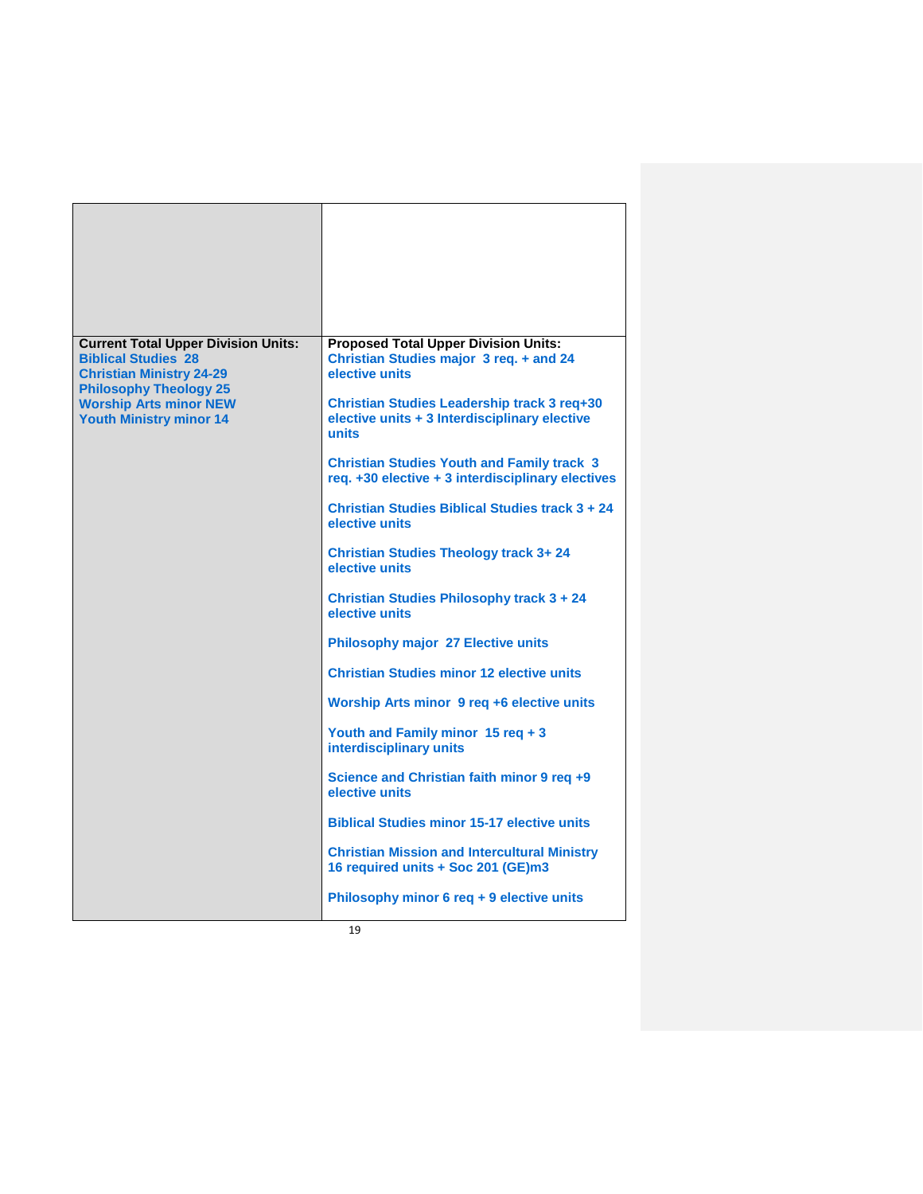| | |
|---|---|
| **Current Total Upper Division Units:**<br>**Biblical Studies 28**<br>**Christian Ministry 24-29**<br>**Philosophy Theology 25**<br>**Worship Arts minor NEW**<br>**Youth Ministry minor 14** | **Proposed Total Upper Division Units:**<br>**Christian Studies major 3 req. + and 24 elective units**<br><br>**Christian Studies Leadership track 3 req+30 elective units + 3 Interdisciplinary elective units**<br><br>**Christian Studies Youth and Family track 3 req. +30 elective + 3 interdisciplinary electives**<br><br>**Christian Studies Biblical Studies track 3 + 24 elective units**<br><br>**Christian Studies Theology track 3+ 24 elective units**<br><br>**Christian Studies Philosophy track 3 + 24 elective units**<br><br>**Philosophy major 27 Elective units**<br><br>**Christian Studies minor 12 elective units**<br><br>**Worship Arts minor 9 req +6 elective units**<br><br>**Youth and Family minor 15 req + 3 interdisciplinary units**<br><br>**Science and Christian faith minor 9 req +9 elective units**<br><br>**Biblical Studies minor 15-17 elective units**<br><br>**Christian Mission and Intercultural Ministry 16 required units + Soc 201 (GE)m3**<br><br>**Philosophy minor 6 req + 9 elective units** |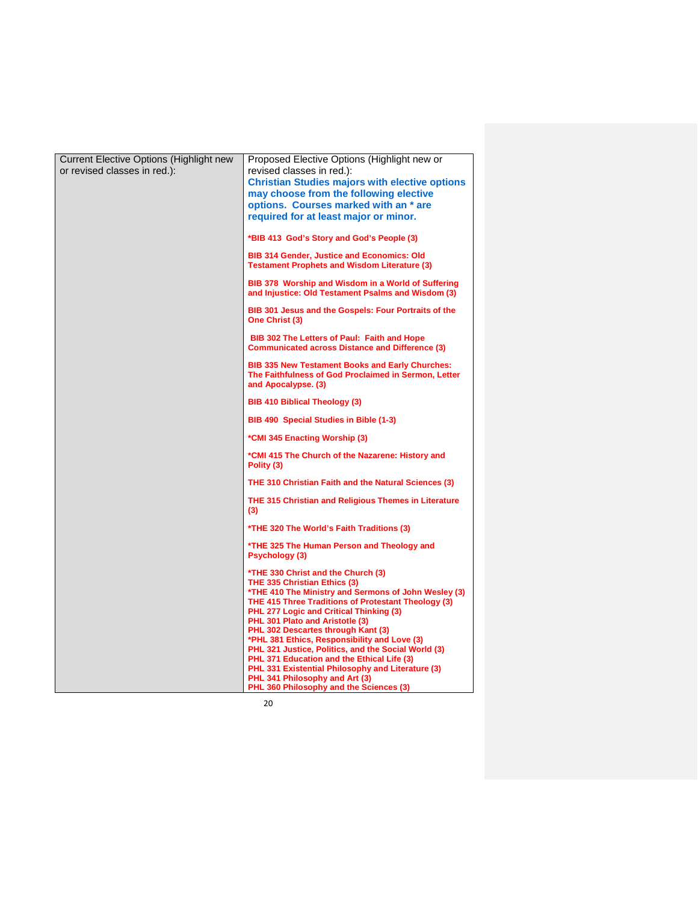| Current Elective Options (Highlight new or revised classes in red.): | Proposed Elective Options (Highlight new or revised classes in red.):<br>**Christian Studies majors with elective options may choose from the following elective options. Courses marked with an * are required for at least major or minor.**<br><br>**\*BIB 413 God's Story and God's People (3)**<br><br>**BIB 314 Gender, Justice and Economics: Old Testament Prophets and Wisdom Literature (3)**<br><br>**BIB 378 Worship and Wisdom in a World of Suffering and Injustice: Old Testament Psalms and Wisdom (3)**<br><br>**BIB 301 Jesus and the Gospels: Four Portraits of the One Christ (3)**<br><br>**BIB 302 The Letters of Paul: Faith and Hope Communicated across Distance and Difference (3)**<br><br>**BIB 335 New Testament Books and Early Churches: The Faithfulness of God Proclaimed in Sermon, Letter and Apocalypse. (3)**<br><br>**BIB 410 Biblical Theology (3)**<br><br>**BIB 490 Special Studies in Bible (1-3)**<br><br>**\*CMI 345 Enacting Worship (3)**<br><br>**\*CMI 415 The Church of the Nazarene: History and Polity (3)**<br><br>**THE 310 Christian Faith and the Natural Sciences (3)**<br><br>**THE 315 Christian and Religious Themes in Literature (3)**<br><br>**\*THE 320 The World's Faith Traditions (3)**<br><br>**\*THE 325 The Human Person and Theology and Psychology (3)**<br><br>**\*THE 330 Christ and the Church (3)**<br>**THE 335 Christian Ethics (3)**<br>**\*THE 410 The Ministry and Sermons of John Wesley (3)**<br>**THE 415 Three Traditions of Protestant Theology (3)**<br>**PHL 277 Logic and Critical Thinking (3)**<br>**PHL 301 Plato and Aristotle (3)**<br>**PHL 302 Descartes through Kant (3)**<br>**\*PHL 381 Ethics, Responsibility and Love (3)**<br>**PHL 321 Justice, Politics, and the Social World (3)**<br>**PHL 371 Education and the Ethical Life (3)**<br>**PHL 331 Existential Philosophy and Literature (3)**<br>**PHL 341 Philosophy and Art (3)**<br>**PHL 360 Philosophy and the Sciences (3)** |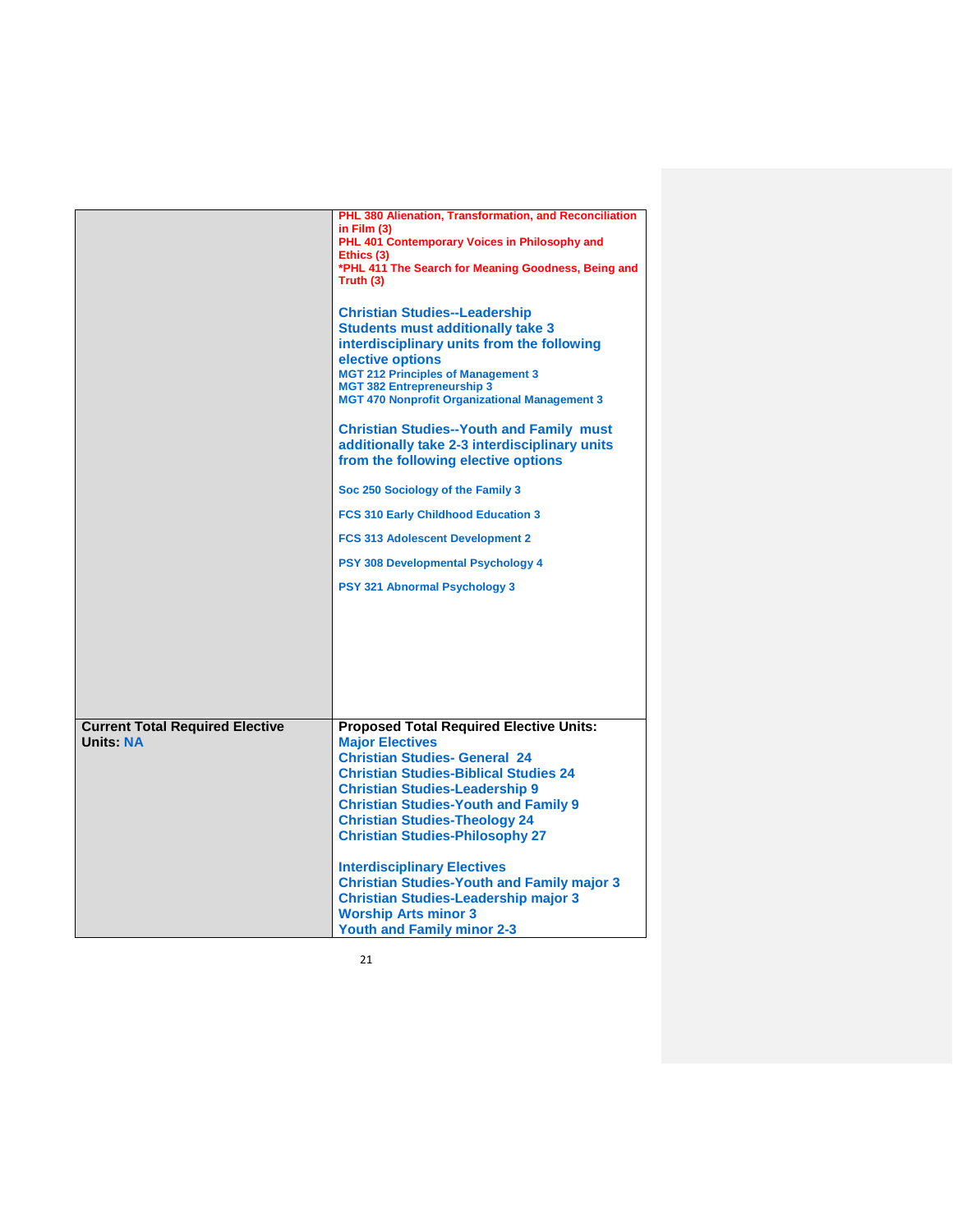| | |
|---|---|
| | PHL 380 Alienation, Transformation, and Reconciliation in Film (3)<br>PHL 401 Contemporary Voices in Philosophy and Ethics (3)<br>*PHL 411 The Search for Meaning Goodness, Being and Truth (3)<br><br>**Christian Studies--Leadership**<br>**Students must additionally take 3 interdisciplinary units from the following elective options**<br>MGT 212 Principles of Management 3<br>MGT 382 Entrepreneurship 3<br>MGT 470 Nonprofit Organizational Management 3<br><br>**Christian Studies--Youth and Family must additionally take 2-3 interdisciplinary units from the following elective options**<br><br>Soc 250 Sociology of the Family 3<br><br>FCS 310 Early Childhood Education 3<br><br>FCS 313 Adolescent Development 2<br><br>PSY 308 Developmental Psychology 4<br><br>PSY 321 Abnormal Psychology 3 |
| **Current Total Required Elective Units:** NA | **Proposed Total Required Elective Units:**<br>**Major Electives**<br>**Christian Studies- General 24**<br>**Christian Studies-Biblical Studies 24**<br>**Christian Studies-Leadership 9**<br>**Christian Studies-Youth and Family 9**<br>**Christian Studies-Theology 24**<br>**Christian Studies-Philosophy 27**<br><br>**Interdisciplinary Electives**<br>**Christian Studies-Youth and Family major 3**<br>**Christian Studies-Leadership major 3**<br>**Worship Arts minor 3**<br>**Youth and Family minor 2-3** |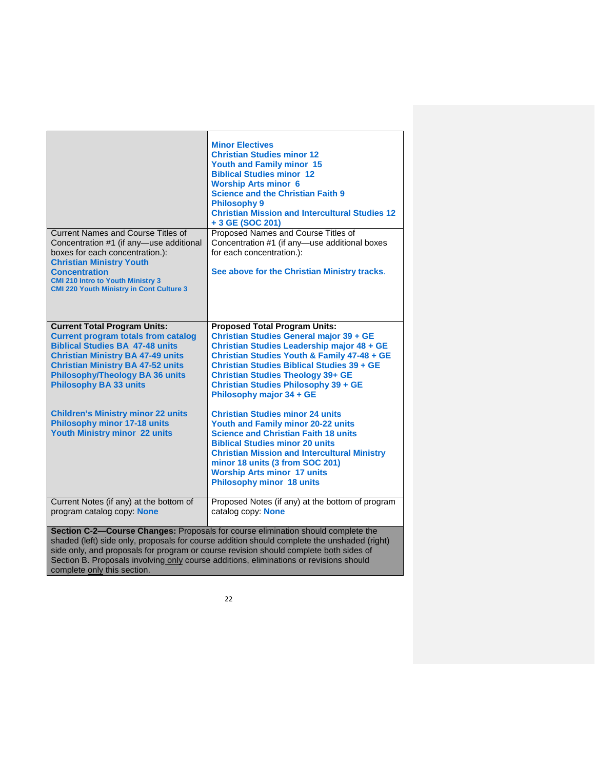| | |
|---|---|
| | **Minor Electives**<br>**Christian Studies minor 12**<br>**Youth and Family minor 15**<br>**Biblical Studies minor 12**<br>**Worship Arts minor 6**<br>**Science and the Christian Faith 9**<br>**Philosophy 9**<br>**Christian Mission and Intercultural Studies 12 + 3 GE (SOC 201)** |
| Current Names and Course Titles of Concentration #1 (if any—use additional boxes for each concentration.):<br>**Christian Ministry Youth Concentration**<br>**CMI 210 Intro to Youth Ministry 3**<br>**CMI 220 Youth Ministry in Cont Culture 3** | Proposed Names and Course Titles of Concentration #1 (if any—use additional boxes for each concentration.):<br><br>**See above for the Christian Ministry tracks**. |
| **Current Total Program Units:**<br>**Current program totals from catalog**<br>**Biblical Studies BA 47-48 units**<br>**Christian Ministry BA 47-49 units**<br>**Christian Ministry BA 47-52 units**<br>**Philosophy/Theology BA 36 units**<br>**Philosophy BA 33 units**<br><br>**Children's Ministry minor 22 units**<br>**Philosophy minor 17-18 units**<br>**Youth Ministry minor 22 units** | **Proposed Total Program Units:**<br>**Christian Studies General major 39 + GE**<br>**Christian Studies Leadership major 48 + GE**<br>**Christian Studies Youth & Family 47-48 + GE**<br>**Christian Studies Biblical Studies 39 + GE**<br>**Christian Studies Theology 39+ GE**<br>**Christian Studies Philosophy 39 + GE**<br>**Philosophy major 34 + GE**<br><br>**Christian Studies minor 24 units**<br>**Youth and Family minor 20-22 units**<br>**Science and Christian Faith 18 units**<br>**Biblical Studies minor 20 units**<br>**Christian Mission and Intercultural Ministry minor 18 units (3 from SOC 201)**<br>**Worship Arts minor 17 units**<br>**Philosophy minor 18 units** |
| Current Notes (if any) at the bottom of program catalog copy: **None** | Proposed Notes (if any) at the bottom of program catalog copy: **None** |

**Section C-2—Course Changes:** Proposals for course elimination should complete the shaded (left) side only, proposals for course addition should complete the unshaded (right) side only, and proposals for program or course revision should complete both sides of Section B. Proposals involving only course additions, eliminations or revisions should complete only this section.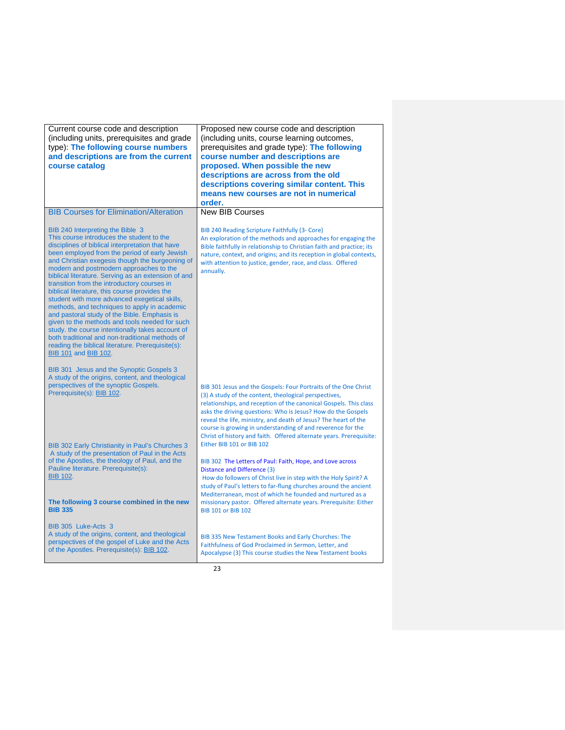| Current course code and description (including units, prerequisites and grade type): **The following course numbers and descriptions are from the current course catalog** | Proposed new course code and description (including units, course learning outcomes, prerequisites and grade type): **The following course number and descriptions are proposed. When possible the new descriptions are across from the old descriptions covering similar content. This means new courses are not in numerical order.** |
|---|---|
| BIB Courses for Elimination/Alteration | New BIB Courses |
| BIB 240 Interpreting the Bible 3<br>This course introduces the student to the disciplines of biblical interpretation that have been employed from the period of early Jewish and Christian exegesis though the burgeoning of modern and postmodern approaches to the biblical literature. Serving as an extension of and transition from the introductory courses in biblical literature, this course provides the student with more advanced exegetical skills, methods, and techniques to apply in academic and pastoral study of the Bible. Emphasis is given to the methods and tools needed for such study. the course intentionally takes account of both traditional and non-traditional methods of reading the biblical literature. Prerequisite(s): BIB 101 and BIB 102. | BIB 240 Reading Scripture Faithfully (3- Core)<br>An exploration of the methods and approaches for engaging the Bible faithfully in relationship to Christian faith and practice; its nature, context, and origins; and its reception in global contexts, with attention to justice, gender, race, and class. Offered annually. |
| BIB 301 Jesus and the Synoptic Gospels 3<br>A study of the origins, content, and theological perspectives of the synoptic Gospels. Prerequisite(s): BIB 102. | BIB 301 Jesus and the Gospels: Four Portraits of the One Christ (3) A study of the content, theological perspectives, relationships, and reception of the canonical Gospels. This class asks the driving questions: Who is Jesus? How do the Gospels reveal the life, ministry, and death of Jesus? The heart of the course is growing in understanding of and reverence for the Christ of history and faith. Offered alternate years. Prerequisite: Either BIB 101 or BIB 102 |
| BIB 302 Early Christianity in Paul's Churches 3<br>A study of the presentation of Paul in the Acts of the Apostles, the theology of Paul, and the Pauline literature. Prerequisite(s): BIB 102. | BIB 302 The Letters of Paul: Faith, Hope, and Love across Distance and Difference (3)<br>How do followers of Christ live in step with the Holy Spirit? A study of Paul's letters to far-flung churches around the ancient Mediterranean, most of which he founded and nurtured as a missionary pastor. Offered alternate years. Prerequisite: Either BIB 101 or BIB 102 |
| **The following 3 course combined in the new BIB 335** | |
| BIB 305 Luke-Acts 3<br>A study of the origins, content, and theological perspectives of the gospel of Luke and the Acts of the Apostles. Prerequisite(s): BIB 102. | BIB 335 New Testament Books and Early Churches: The Faithfulness of God Proclaimed in Sermon, Letter, and Apocalypse (3) This course studies the New Testament books |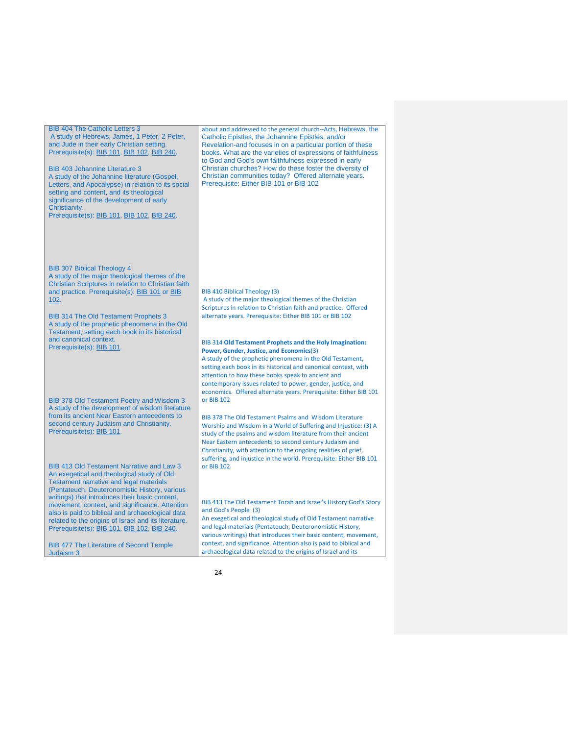| | |
|---|---|
| BIB 404 The Catholic Letters 3<br>A study of Hebrews, James, 1 Peter, 2 Peter, and Jude in their early Christian setting. Prerequisite(s): BIB 101, BIB 102, BIB 240.<br><br>BIB 403 Johannine Literature 3<br>A study of the Johannine literature (Gospel, Letters, and Apocalypse) in relation to its social setting and content, and its theological significance of the development of early Christianity.<br>Prerequisite(s): BIB 101, BIB 102, BIB 240. | about and addressed to the general church--Acts, Hebrews, the Catholic Epistles, the Johannine Epistles, and/or Revelation-and focuses in on a particular portion of these books. What are the varieties of expressions of faithfulness to God and God's own faithfulness expressed in early Christian churches? How do these foster the diversity of Christian communities today? Offered alternate years. Prerequisite: Either BIB 101 or BIB 102 |
| BIB 307 Biblical Theology 4<br>A study of the major theological themes of the Christian Scriptures in relation to Christian faith and practice. Prerequisite(s): BIB 101 or BIB 102. | BIB 410 Biblical Theology (3)<br>A study of the major theological themes of the Christian Scriptures in relation to Christian faith and practice. Offered alternate years. Prerequisite: Either BIB 101 or BIB 102 |
| BIB 314 The Old Testament Prophets 3<br>A study of the prophetic phenomena in the Old Testament, setting each book in its historical and canonical context.<br>Prerequisite(s): BIB 101. | BIB 314 **Old Testament Prophets and the Holy Imagination: Power, Gender, Justice, and Economics**(3)<br>A study of the prophetic phenomena in the Old Testament, setting each book in its historical and canonical context, with attention to how these books speak to ancient and contemporary issues related to power, gender, justice, and economics. Offered alternate years. Prerequisite: Either BIB 101 or BIB 102 |
| BIB 378 Old Testament Poetry and Wisdom 3<br>A study of the development of wisdom literature from its ancient Near Eastern antecedents to second century Judaism and Christianity.<br>Prerequisite(s): BIB 101. | BIB 378 The Old Testament Psalms and Wisdom Literature Worship and Wisdom in a World of Suffering and Injustice: (3) A study of the psalms and wisdom literature from their ancient Near Eastern antecedents to second century Judaism and Christianity, with attention to the ongoing realities of grief, suffering, and injustice in the world. Prerequisite: Either BIB 101 or BIB 102 |
| BIB 413 Old Testament Narrative and Law 3<br>An exegetical and theological study of Old Testament narrative and legal materials (Pentateuch, Deuteronomistic History, various writings) that introduces their basic content, movement, context, and significance. Attention also is paid to biblical and archaeological data related to the origins of Israel and its literature.<br>Prerequisite(s): BIB 101, BIB 102, BIB 240. | BIB 413 The Old Testament Torah and Israel's History:God's Story and God's People (3)<br>An exegetical and theological study of Old Testament narrative and legal materials (Pentateuch, Deuteronomistic History, various writings) that introduces their basic content, movement, context, and significance. Attention also is paid to biblical and archaeological data related to the origins of Israel and its |
| BIB 477 The Literature of Second Temple Judaism 3 | |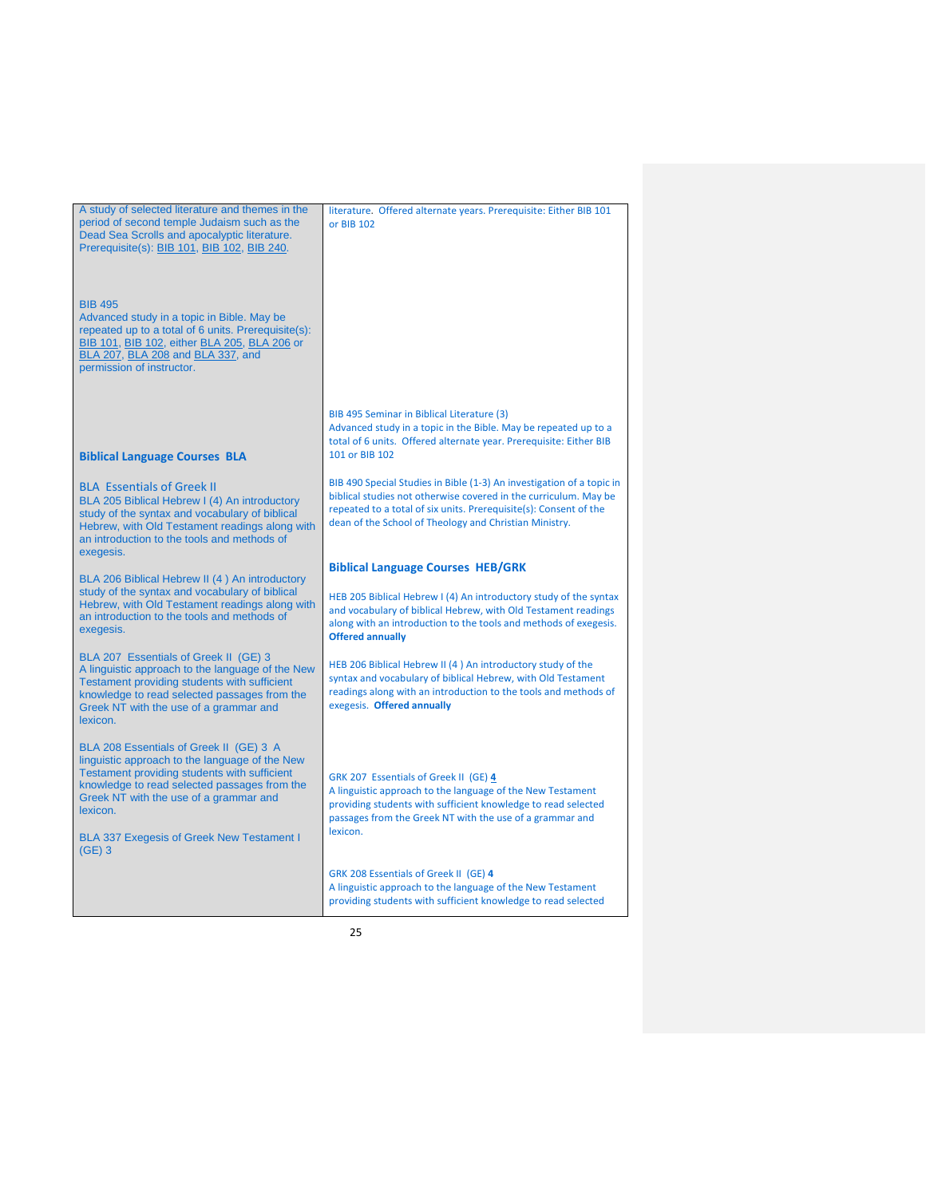| | |
|---|---|
| A study of selected literature and themes in the period of second temple Judaism such as the Dead Sea Scrolls and apocalyptic literature. Prerequisite(s): BIB 101, BIB 102, BIB 240.<br><br>BIB 495<br>Advanced study in a topic in Bible. May be repeated up to a total of 6 units. Prerequisite(s): BIB 101, BIB 102, either BLA 205, BLA 206 or BLA 207, BLA 208 and BLA 337, and permission of instructor.<br><br>**Biblical Language Courses BLA**<br><br>BLA Essentials of Greek II<br>BLA 205 Biblical Hebrew I (4) An introductory study of the syntax and vocabulary of biblical Hebrew, with Old Testament readings along with an introduction to the tools and methods of exegesis.<br><br>BLA 206 Biblical Hebrew II (4 ) An introductory study of the syntax and vocabulary of biblical Hebrew, with Old Testament readings along with an introduction to the tools and methods of exegesis.<br><br>BLA 207 Essentials of Greek II (GE) 3<br>A linguistic approach to the language of the New Testament providing students with sufficient knowledge to read selected passages from the Greek NT with the use of a grammar and lexicon.<br><br>BLA 208 Essentials of Greek II (GE) 3 A linguistic approach to the language of the New Testament providing students with sufficient knowledge to read selected passages from the Greek NT with the use of a grammar and lexicon.<br><br>BLA 337 Exegesis of Greek New Testament I (GE) 3 | literature. Offered alternate years. Prerequisite: Either BIB 101 or BIB 102<br><br>BIB 495 Seminar in Biblical Literature (3)<br>Advanced study in a topic in the Bible. May be repeated up to a total of 6 units. Offered alternate year. Prerequisite: Either BIB 101 or BIB 102<br><br>BIB 490 Special Studies in Bible (1-3) An investigation of a topic in biblical studies not otherwise covered in the curriculum. May be repeated to a total of six units. Prerequisite(s): Consent of the dean of the School of Theology and Christian Ministry.<br><br>**Biblical Language Courses HEB/GRK**<br><br>HEB 205 Biblical Hebrew I (4) An introductory study of the syntax and vocabulary of biblical Hebrew, with Old Testament readings along with an introduction to the tools and methods of exegesis. **Offered annually**<br><br>HEB 206 Biblical Hebrew II (4 ) An introductory study of the syntax and vocabulary of biblical Hebrew, with Old Testament readings along with an introduction to the tools and methods of exegesis. **Offered annually**<br><br>GRK 207 Essentials of Greek II (GE) **4**<br>A linguistic approach to the language of the New Testament providing students with sufficient knowledge to read selected passages from the Greek NT with the use of a grammar and lexicon.<br><br>GRK 208 Essentials of Greek II (GE) **4**<br>A linguistic approach to the language of the New Testament providing students with sufficient knowledge to read selected |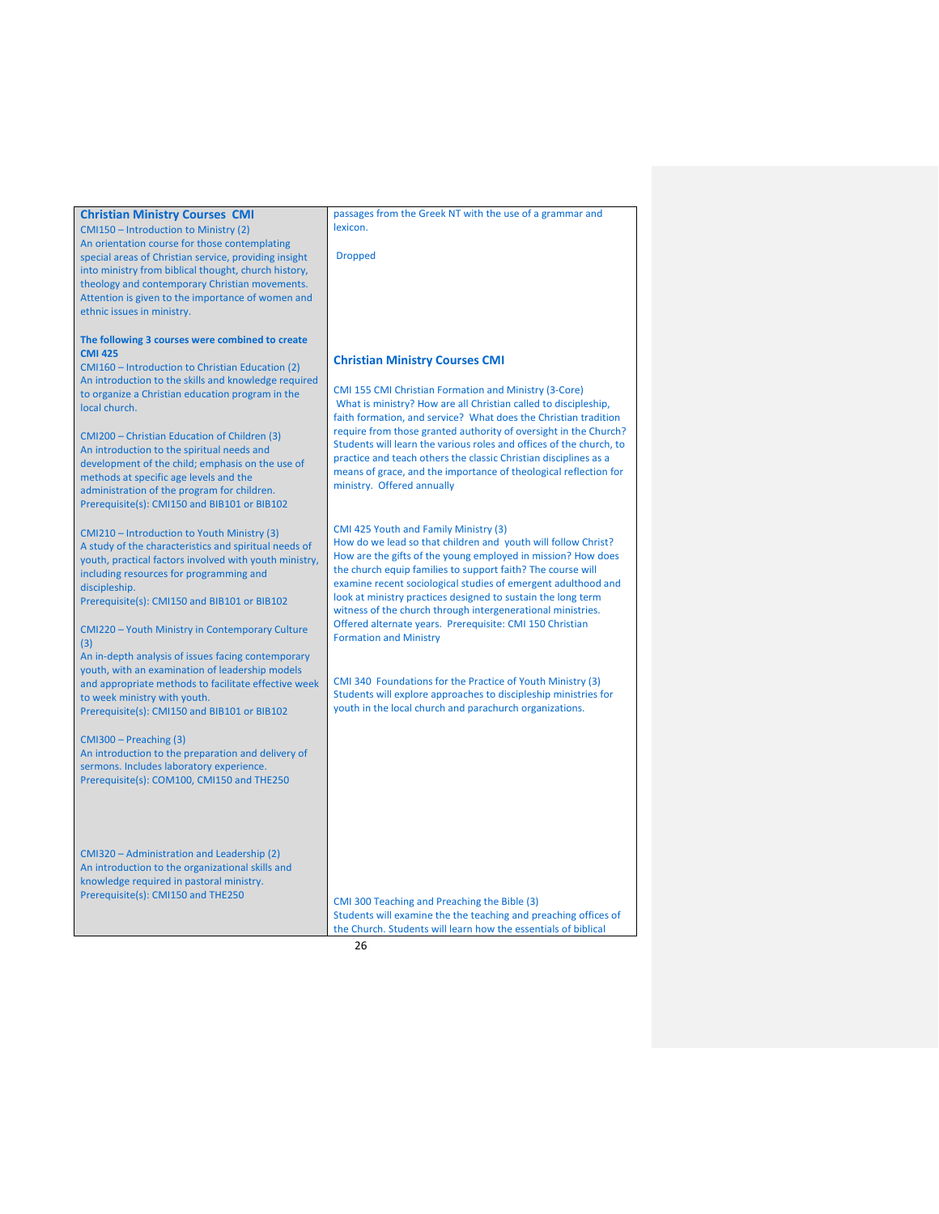| **Christian Ministry Courses CMI** | passages from the Greek NT with the use of a grammar and lexicon. |
| --- | --- |
| CMI150 – Introduction to Ministry (2)<br>An orientation course for those contemplating special areas of Christian service, providing insight into ministry from biblical thought, church history, theology and contemporary Christian movements. Attention is given to the importance of women and ethnic issues in ministry. | Dropped |
| **The following 3 courses were combined to create CMI 425**<br>CMI160 – Introduction to Christian Education (2)<br>An introduction to the skills and knowledge required to organize a Christian education program in the local church. | **Christian Ministry Courses CMI**<br><br>CMI 155 CMI Christian Formation and Ministry (3-Core)<br>What is ministry? How are all Christian called to discipleship, faith formation, and service? What does the Christian tradition require from those granted authority of oversight in the Church? Students will learn the various roles and offices of the church, to practice and teach others the classic Christian disciplines as a means of grace, and the importance of theological reflection for ministry. Offered annually |
| CMI200 – Christian Education of Children (3)<br>An introduction to the spiritual needs and development of the child; emphasis on the use of methods at specific age levels and the administration of the program for children.<br>Prerequisite(s): CMI150 and BIB101 or BIB102 | |
| CMI210 – Introduction to Youth Ministry (3)<br>A study of the characteristics and spiritual needs of youth, practical factors involved with youth ministry, including resources for programming and discipleship.<br>Prerequisite(s): CMI150 and BIB101 or BIB102 | CMI 425 Youth and Family Ministry (3)<br>How do we lead so that children and youth will follow Christ? How are the gifts of the young employed in mission? How does the church equip families to support faith? The course will examine recent sociological studies of emergent adulthood and look at ministry practices designed to sustain the long term witness of the church through intergenerational ministries. Offered alternate years. Prerequisite: CMI 150 Christian Formation and Ministry |
| CMI220 – Youth Ministry in Contemporary Culture (3)<br>An in-depth analysis of issues facing contemporary youth, with an examination of leadership models and appropriate methods to facilitate effective week to week ministry with youth.<br>Prerequisite(s): CMI150 and BIB101 or BIB102 | CMI 340 Foundations for the Practice of Youth Ministry (3)<br>Students will explore approaches to discipleship ministries for youth in the local church and parachurch organizations. |
| CMI300 – Preaching (3)<br>An introduction to the preparation and delivery of sermons. Includes laboratory experience.<br>Prerequisite(s): COM100, CMI150 and THE250 | |
| CMI320 – Administration and Leadership (2)<br>An introduction to the organizational skills and knowledge required in pastoral ministry.<br>Prerequisite(s): CMI150 and THE250 | CMI 300 Teaching and Preaching the Bible (3)<br>Students will examine the the teaching and preaching offices of the Church. Students will learn how the essentials of biblical |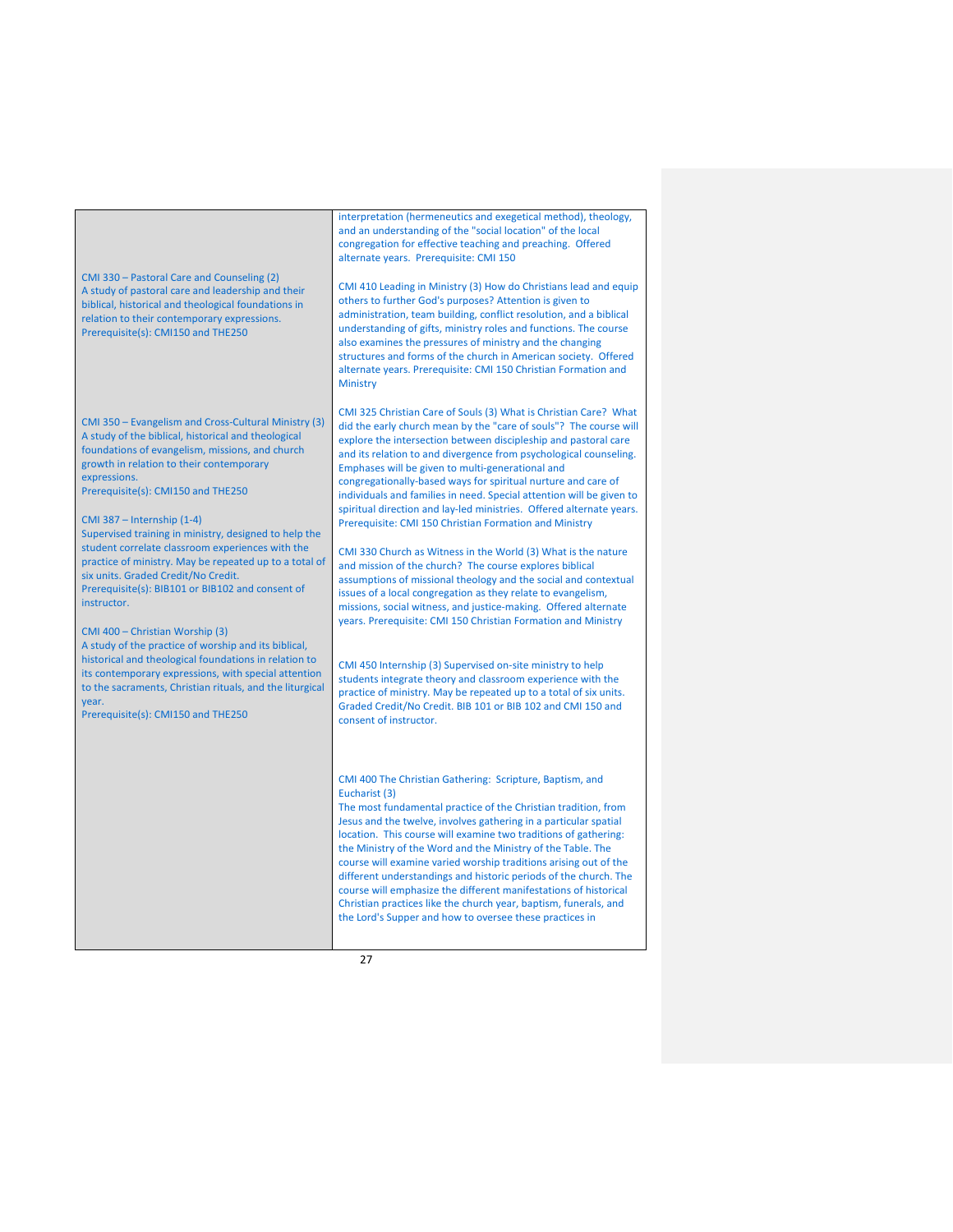| | |
|---|---|
| CMI 330 – Pastoral Care and Counseling (2)<br>A study of pastoral care and leadership and their biblical, historical and theological foundations in relation to their contemporary expressions.<br>Prerequisite(s): CMI150 and THE250 | interpretation (hermeneutics and exegetical method), theology, and an understanding of the "social location" of the local congregation for effective teaching and preaching. Offered alternate years. Prerequisite: CMI 150<br><br>CMI 410 Leading in Ministry (3) How do Christians lead and equip others to further God's purposes? Attention is given to administration, team building, conflict resolution, and a biblical understanding of gifts, ministry roles and functions. The course also examines the pressures of ministry and the changing structures and forms of the church in American society. Offered alternate years. Prerequisite: CMI 150 Christian Formation and Ministry |
| CMI 350 – Evangelism and Cross-Cultural Ministry (3)<br>A study of the biblical, historical and theological foundations of evangelism, missions, and church growth in relation to their contemporary expressions.<br>Prerequisite(s): CMI150 and THE250<br><br>CMI 387 – Internship (1-4)<br>Supervised training in ministry, designed to help the student correlate classroom experiences with the practice of ministry. May be repeated up to a total of six units. Graded Credit/No Credit.<br>Prerequisite(s): BIB101 or BIB102 and consent of instructor.<br><br>CMI 400 – Christian Worship (3)<br>A study of the practice of worship and its biblical, historical and theological foundations in relation to its contemporary expressions, with special attention to the sacraments, Christian rituals, and the liturgical year.<br>Prerequisite(s): CMI150 and THE250 | CMI 325 Christian Care of Souls (3) What is Christian Care? What did the early church mean by the "care of souls"? The course will explore the intersection between discipleship and pastoral care and its relation to and divergence from psychological counseling. Emphases will be given to multi-generational and congregationally-based ways for spiritual nurture and care of individuals and families in need. Special attention will be given to spiritual direction and lay-led ministries. Offered alternate years. Prerequisite: CMI 150 Christian Formation and Ministry<br><br>CMI 330 Church as Witness in the World (3) What is the nature and mission of the church? The course explores biblical assumptions of missional theology and the social and contextual issues of a local congregation as they relate to evangelism, missions, social witness, and justice-making. Offered alternate years. Prerequisite: CMI 150 Christian Formation and Ministry<br><br>CMI 450 Internship (3) Supervised on-site ministry to help students integrate theory and classroom experience with the practice of ministry. May be repeated up to a total of six units. Graded Credit/No Credit. BIB 101 or BIB 102 and CMI 150 and consent of instructor.<br><br>CMI 400 The Christian Gathering: Scripture, Baptism, and Eucharist (3)<br>The most fundamental practice of the Christian tradition, from Jesus and the twelve, involves gathering in a particular spatial location. This course will examine two traditions of gathering: the Ministry of the Word and the Ministry of the Table. The course will examine varied worship traditions arising out of the different understandings and historic periods of the church. The course will emphasize the different manifestations of historical Christian practices like the church year, baptism, funerals, and the Lord's Supper and how to oversee these practices in |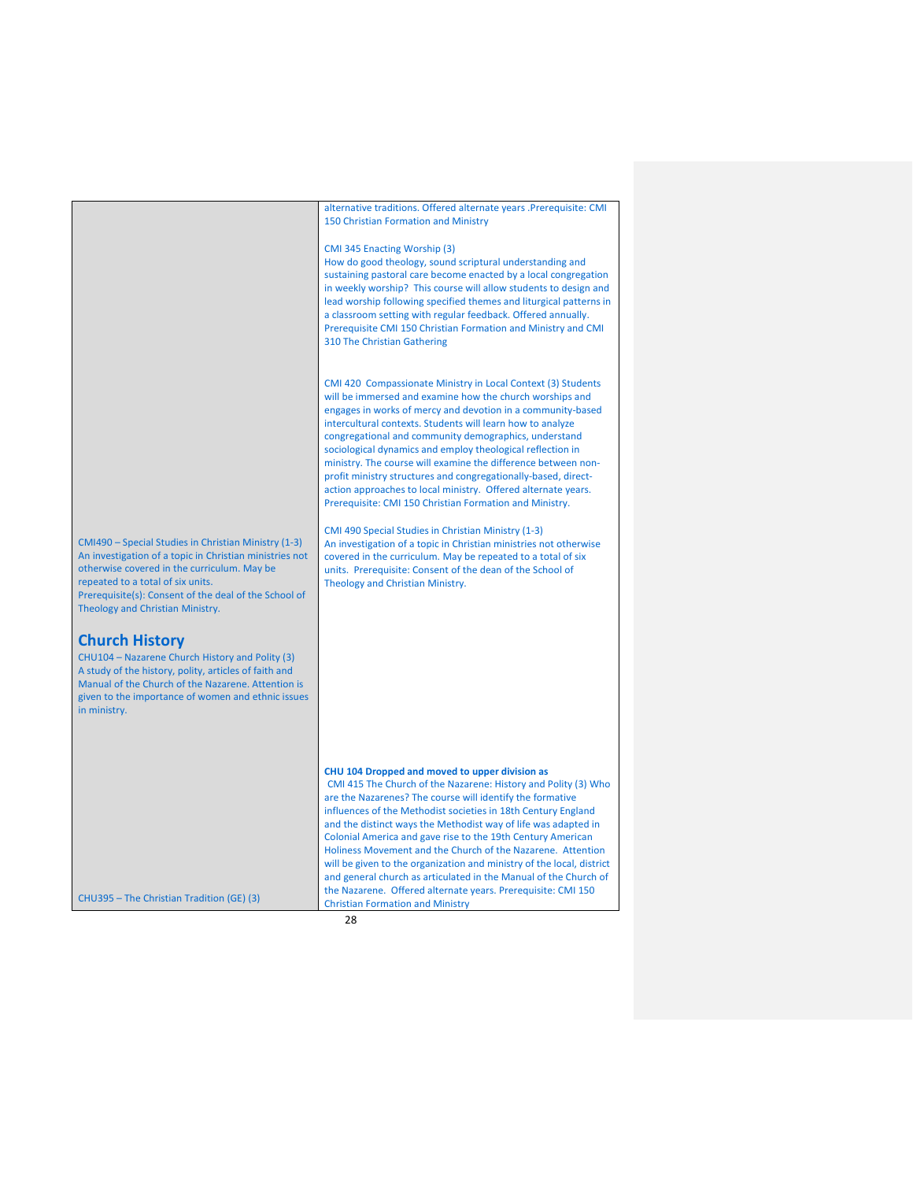| | |
|---|---|
| | alternative traditions. Offered alternate years .Prerequisite: CMI 150 Christian Formation and Ministry<br><br>CMI 345 Enacting Worship (3)<br>How do good theology, sound scriptural understanding and sustaining pastoral care become enacted by a local congregation in weekly worship? This course will allow students to design and lead worship following specified themes and liturgical patterns in a classroom setting with regular feedback. Offered annually. Prerequisite CMI 150 Christian Formation and Ministry and CMI 310 The Christian Gathering<br><br>CMI 420 Compassionate Ministry in Local Context (3) Students will be immersed and examine how the church worships and engages in works of mercy and devotion in a community-based intercultural contexts. Students will learn how to analyze congregational and community demographics, understand sociological dynamics and employ theological reflection in ministry. The course will examine the difference between non-profit ministry structures and congregationally-based, direct-action approaches to local ministry. Offered alternate years. Prerequisite: CMI 150 Christian Formation and Ministry. |
| CMI490 – Special Studies in Christian Ministry (1-3)<br>An investigation of a topic in Christian ministries not otherwise covered in the curriculum. May be repeated to a total of six units.<br>Prerequisite(s): Consent of the deal of the School of Theology and Christian Ministry. | CMI 490 Special Studies in Christian Ministry (1-3)<br>An investigation of a topic in Christian ministries not otherwise covered in the curriculum. May be repeated to a total of six units. Prerequisite: Consent of the dean of the School of Theology and Christian Ministry. |
| **Church History**<br>CHU104 – Nazarene Church History and Polity (3)<br>A study of the history, polity, articles of faith and Manual of the Church of the Nazarene. Attention is given to the importance of women and ethnic issues in ministry. | **CHU 104 Dropped and moved to upper division as**<br>CMI 415 The Church of the Nazarene: History and Polity (3) Who are the Nazarenes? The course will identify the formative influences of the Methodist societies in 18th Century England and the distinct ways the Methodist way of life was adapted in Colonial America and gave rise to the 19th Century American Holiness Movement and the Church of the Nazarene. Attention will be given to the organization and ministry of the local, district and general church as articulated in the Manual of the Church of the Nazarene. Offered alternate years. Prerequisite: CMI 150 Christian Formation and Ministry |
| CHU395 – The Christian Tradition (GE) (3) | |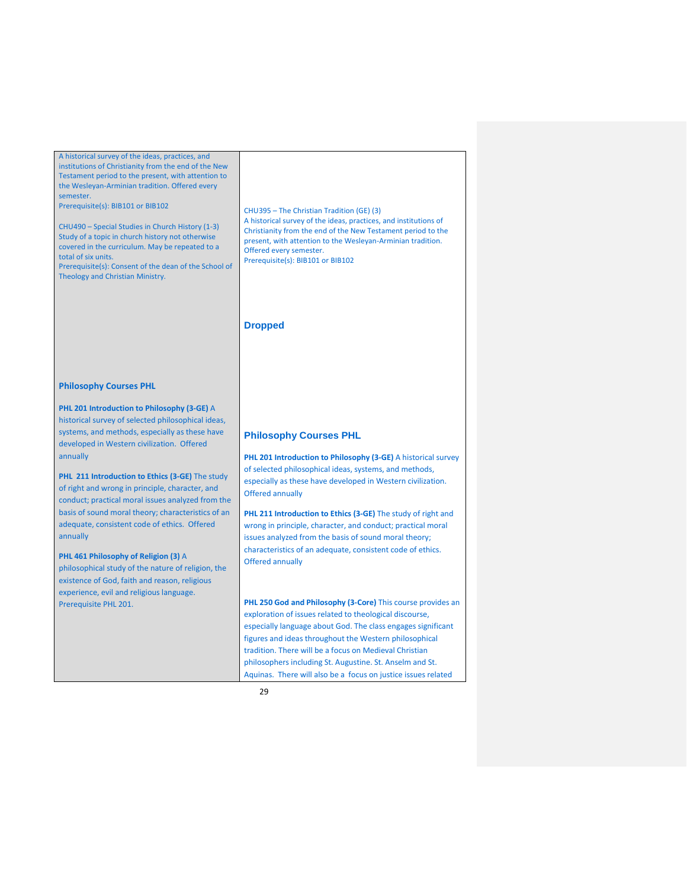| | |
|---|---|
| A historical survey of the ideas, practices, and institutions of Christianity from the end of the New Testament period to the present, with attention to the Wesleyan-Arminian tradition. Offered every semester.<br>Prerequisite(s): BIB101 or BIB102<br><br>CHU490 – Special Studies in Church History (1-3)<br>Study of a topic in church history not otherwise covered in the curriculum. May be repeated to a total of six units.<br>Prerequisite(s): Consent of the dean of the School of Theology and Christian Ministry. | CHU395 – The Christian Tradition (GE) (3)<br>A historical survey of the ideas, practices, and institutions of Christianity from the end of the New Testament period to the present, with attention to the Wesleyan-Arminian tradition. Offered every semester.<br>Prerequisite(s): BIB101 or BIB102<br><br>**Dropped** |
| **Philosophy Courses PHL**<br><br>**PHL 201 Introduction to Philosophy (3-GE)** A historical survey of selected philosophical ideas, systems, and methods, especially as these have developed in Western civilization. Offered annually<br><br>**PHL 211 Introduction to Ethics (3-GE)** The study of right and wrong in principle, character, and conduct; practical moral issues analyzed from the basis of sound moral theory; characteristics of an adequate, consistent code of ethics. Offered annually<br><br>**PHL 461 Philosophy of Religion (3)** A philosophical study of the nature of religion, the existence of God, faith and reason, religious experience, evil and religious language. Prerequisite PHL 201. | **Philosophy Courses PHL**<br><br>**PHL 201 Introduction to Philosophy (3-GE)** A historical survey of selected philosophical ideas, systems, and methods, especially as these have developed in Western civilization. Offered annually<br><br>**PHL 211 Introduction to Ethics (3-GE)** The study of right and wrong in principle, character, and conduct; practical moral issues analyzed from the basis of sound moral theory; characteristics of an adequate, consistent code of ethics. Offered annually<br><br>**PHL 250 God and Philosophy (3-Core)** This course provides an exploration of issues related to theological discourse, especially language about God. The class engages significant figures and ideas throughout the Western philosophical tradition. There will be a focus on Medieval Christian philosophers including St. Augustine. St. Anselm and St. Aquinas. There will also be a focus on justice issues related |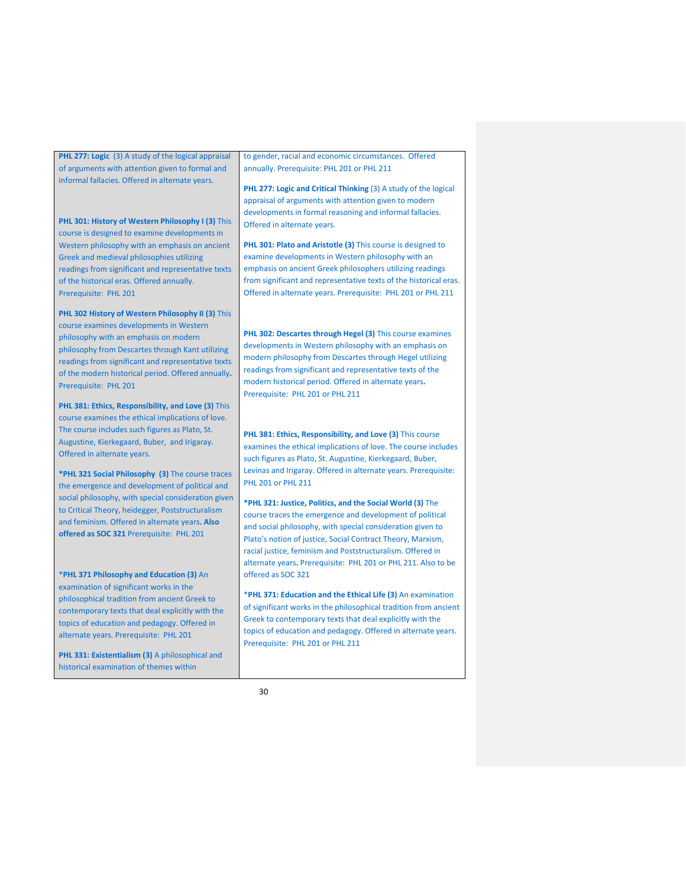| Current | Proposed |
|---|---|
| **PHL 277: Logic** (3) A study of the logical appraisal of arguments with attention given to formal and informal fallacies. Offered in alternate years. | to gender, racial and economic circumstances. Offered annually. Prerequisite: PHL 201 or PHL 211<br><br>**PHL 277: Logic and Critical Thinking** (3) A study of the logical appraisal of arguments with attention given to modern developments in formal reasoning and informal fallacies. Offered in alternate years. |
| **PHL 301: History of Western Philosophy I (3)** This course is designed to examine developments in Western philosophy with an emphasis on ancient Greek and medieval philosophies utilizing readings from significant and representative texts of the historical eras. Offered annually. Prerequisite: PHL 201 | **PHL 301: Plato and Aristotle (3)** This course is designed to examine developments in Western philosophy with an emphasis on ancient Greek philosophers utilizing readings from significant and representative texts of the historical eras. Offered in alternate years. Prerequisite: PHL 201 or PHL 211 |
| **PHL 302 History of Western Philosophy II (3)** This course examines developments in Western philosophy with an emphasis on modern philosophy from Descartes through Kant utilizing readings from significant and representative texts of the modern historical period. Offered annually**.** Prerequisite: PHL 201 | **PHL 302: Descartes through Hegel (3)** This course examines developments in Western philosophy with an emphasis on modern philosophy from Descartes through Hegel utilizing readings from significant and representative texts of the modern historical period. Offered in alternate years**.** Prerequisite: PHL 201 or PHL 211 |
| **PHL 381: Ethics, Responsibility, and Love (3)** This course examines the ethical implications of love. The course includes such figures as Plato, St. Augustine, Kierkegaard, Buber, and Irigaray. Offered in alternate years. | **PHL 381: Ethics, Responsibility, and Love (3)** This course examines the ethical implications of love. The course includes such figures as Plato, St. Augustine, Kierkegaard, Buber, Levinas and Irigaray. Offered in alternate years. Prerequisite: PHL 201 or PHL 211 |
| ***PHL 321 Social Philosophy (3)** The course traces the emergence and development of political and social philosophy, with special consideration given to Critical Theory, heidegger, Poststructuralism and feminism. Offered in alternate years**. Also offered as SOC 321** Prerequisite: PHL 201 | ***PHL 321: Justice, Politics, and the Social World (3)** The course traces the emergence and development of political and social philosophy, with special consideration given to Plato's notion of justice, Social Contract Theory, Marxism, racial justice, feminism and Poststructuralism. Offered in alternate years**.** Prerequisite: PHL 201 or PHL 211. Also to be offered as SOC 321 |
| ***PHL 371 Philosophy and Education (3)** An examination of significant works in the philosophical tradition from ancient Greek to contemporary texts that deal explicitly with the topics of education and pedagogy. Offered in alternate years. Prerequisite: PHL 201 | ***PHL 371: Education and the Ethical Life (3)** An examination of significant works in the philosophical tradition from ancient Greek to contemporary texts that deal explicitly with the topics of education and pedagogy. Offered in alternate years. Prerequisite: PHL 201 or PHL 211 |
| **PHL 331: Existentialism (3)** A philosophical and historical examination of themes within | |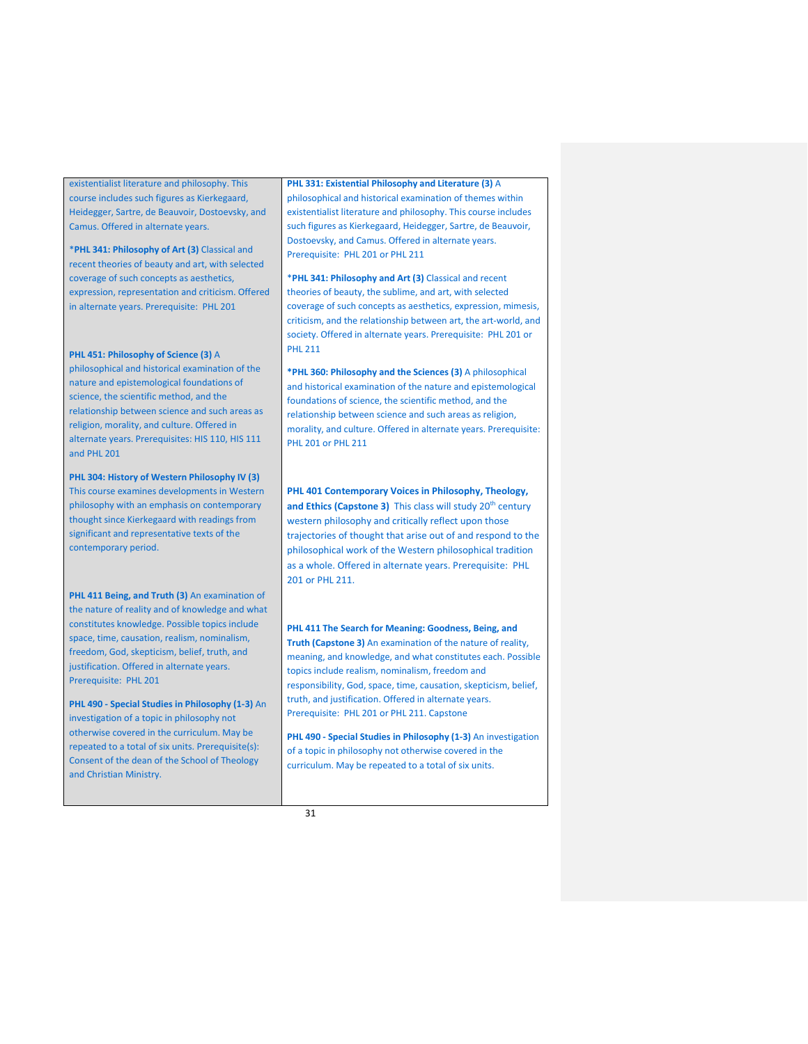| | |
|---|---|
| existentialist literature and philosophy. This course includes such figures as Kierkegaard, Heidegger, Sartre, de Beauvoir, Dostoevsky, and Camus. Offered in alternate years. | **PHL 331: Existential Philosophy and Literature (3)** A philosophical and historical examination of themes within existentialist literature and philosophy. This course includes such figures as Kierkegaard, Heidegger, Sartre, de Beauvoir, Dostoevsky, and Camus. Offered in alternate years. Prerequisite: PHL 201 or PHL 211 |
| ***PHL 341: Philosophy of Art (3)** Classical and recent theories of beauty and art, with selected coverage of such concepts as aesthetics, expression, representation and criticism. Offered in alternate years. Prerequisite: PHL 201 | ***PHL 341: Philosophy and Art (3)** Classical and recent theories of beauty, the sublime, and art, with selected coverage of such concepts as aesthetics, expression, mimesis, criticism, and the relationship between art, the art-world, and society. Offered in alternate years. Prerequisite: PHL 201 or PHL 211 |
| **PHL 451: Philosophy of Science (3)** A philosophical and historical examination of the nature and epistemological foundations of science, the scientific method, and the relationship between science and such areas as religion, morality, and culture. Offered in alternate years. Prerequisites: HIS 110, HIS 111 and PHL 201 | ***PHL 360: Philosophy and the Sciences (3)** A philosophical and historical examination of the nature and epistemological foundations of science, the scientific method, and the relationship between science and such areas as religion, morality, and culture. Offered in alternate years. Prerequisite: PHL 201 or PHL 211 |
| **PHL 304: History of Western Philosophy IV (3)** This course examines developments in Western philosophy with an emphasis on contemporary thought since Kierkegaard with readings from significant and representative texts of the contemporary period. | **PHL 401 Contemporary Voices in Philosophy, Theology, and Ethics (Capstone 3)** This class will study 20th century western philosophy and critically reflect upon those trajectories of thought that arise out of and respond to the philosophical work of the Western philosophical tradition as a whole. Offered in alternate years. Prerequisite: PHL 201 or PHL 211. |
| **PHL 411 Being, and Truth (3)** An examination of the nature of reality and of knowledge and what constitutes knowledge. Possible topics include space, time, causation, realism, nominalism, freedom, God, skepticism, belief, truth, and justification. Offered in alternate years. Prerequisite: PHL 201 | **PHL 411 The Search for Meaning: Goodness, Being, and Truth (Capstone 3)** An examination of the nature of reality, meaning, and knowledge, and what constitutes each. Possible topics include realism, nominalism, freedom and responsibility, God, space, time, causation, skepticism, belief, truth, and justification. Offered in alternate years. Prerequisite: PHL 201 or PHL 211. Capstone |
| **PHL 490 - Special Studies in Philosophy (1-3)** An investigation of a topic in philosophy not otherwise covered in the curriculum. May be repeated to a total of six units. Prerequisite(s): Consent of the dean of the School of Theology and Christian Ministry. | **PHL 490 - Special Studies in Philosophy (1-3)** An investigation of a topic in philosophy not otherwise covered in the curriculum. May be repeated to a total of six units. |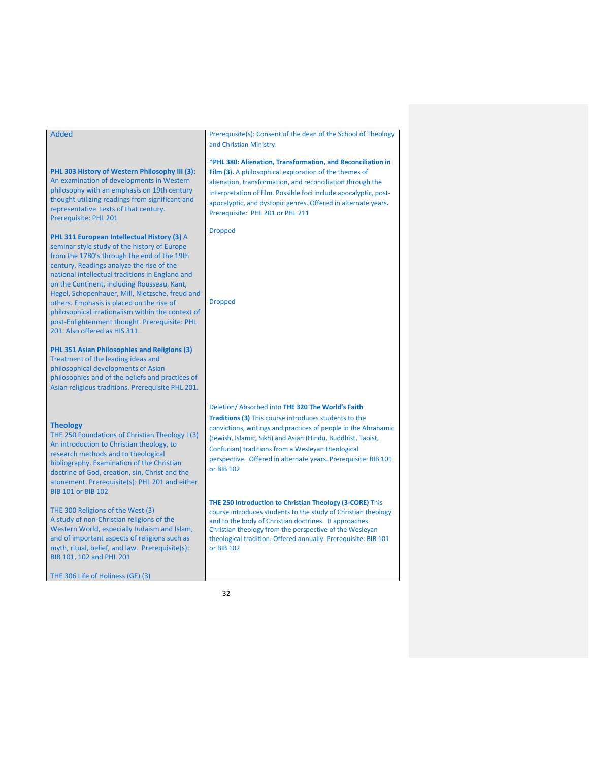| | |
|---|---|
| Added | Prerequisite(s): Consent of the dean of the School of Theology and Christian Ministry. |
| | **\*PHL 380: Alienation, Transformation, and Reconciliation in Film (3)**. A philosophical exploration of the themes of alienation, transformation, and reconciliation through the interpretation of film. Possible foci include apocalyptic, post-apocalyptic, and dystopic genres. Offered in alternate years**.** Prerequisite: PHL 201 or PHL 211 |
| **PHL 303 History of Western Philosophy III (3):** An examination of developments in Western philosophy with an emphasis on 19th century thought utilizing readings from significant and representative texts of that century. Prerequisite: PHL 201 | Dropped |
| **PHL 311 European Intellectual History (3)** A seminar style study of the history of Europe from the 1780's through the end of the 19th century. Readings analyze the rise of the national intellectual traditions in England and on the Continent, including Rousseau, Kant, Hegel, Schopenhauer, Mill, Nietzsche, freud and others. Emphasis is placed on the rise of philosophical irrationalism within the context of post-Enlightenment thought. Prerequisite: PHL 201. Also offered as HIS 311. | Dropped |
| **PHL 351 Asian Philosophies and Religions (3)** Treatment of the leading ideas and philosophical developments of Asian philosophies and of the beliefs and practices of Asian religious traditions. Prerequisite PHL 201. | Deletion/ Absorbed into **THE 320 The World's Faith Traditions (3)** This course introduces students to the convictions, writings and practices of people in the Abrahamic (Jewish, Islamic, Sikh) and Asian (Hindu, Buddhist, Taoist, Confucian) traditions from a Wesleyan theological perspective. Offered in alternate years. Prerequisite: BIB 101 or BIB 102 |
| **Theology** | |
| THE 250 Foundations of Christian Theology I (3) An introduction to Christian theology, to research methods and to theological bibliography. Examination of the Christian doctrine of God, creation, sin, Christ and the atonement. Prerequisite(s): PHL 201 and either BIB 101 or BIB 102 | **THE 250 Introduction to Christian Theology (3-CORE)** This course introduces students to the study of Christian theology and to the body of Christian doctrines. It approaches Christian theology from the perspective of the Wesleyan theological tradition. Offered annually. Prerequisite: BIB 101 or BIB 102 |
| THE 300 Religions of the West (3) A study of non-Christian religions of the Western World, especially Judaism and Islam, and of important aspects of religions such as myth, ritual, belief, and law. Prerequisite(s): BIB 101, 102 and PHL 201 | |
| THE 306 Life of Holiness (GE) (3) | |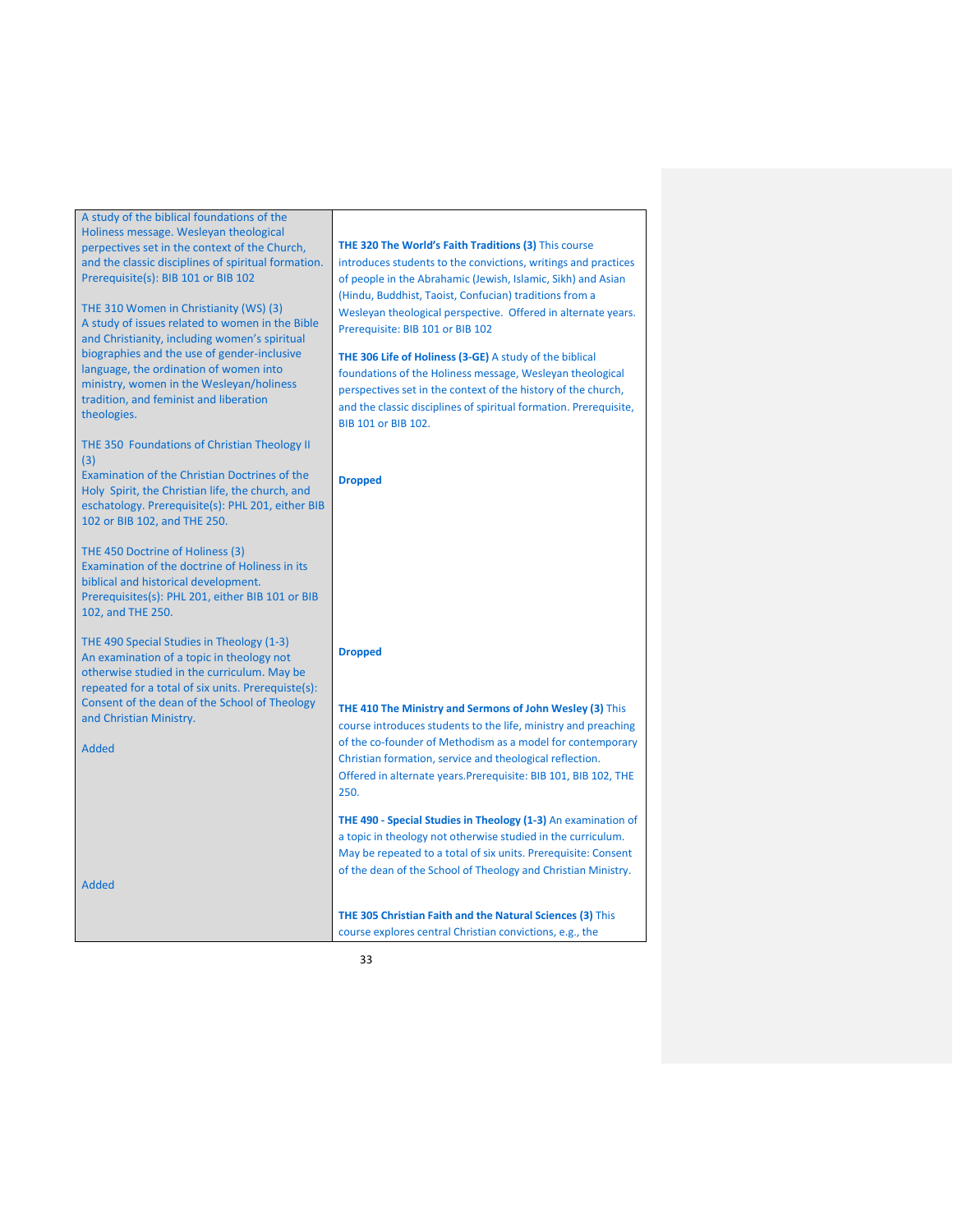| | |
|---|---|
| A study of the biblical foundations of the Holiness message. Wesleyan theological perpectives set in the context of the Church, and the classic disciplines of spiritual formation. Prerequisite(s): BIB 101 or BIB 102 | **THE 320 The World's Faith Traditions (3)** This course introduces students to the convictions, writings and practices of people in the Abrahamic (Jewish, Islamic, Sikh) and Asian (Hindu, Buddhist, Taoist, Confucian) traditions from a Wesleyan theological perspective. Offered in alternate years. Prerequisite: BIB 101 or BIB 102 |
| THE 310 Women in Christianity (WS) (3) A study of issues related to women in the Bible and Christianity, including women's spiritual biographies and the use of gender-inclusive language, the ordination of women into ministry, women in the Wesleyan/holiness tradition, and feminist and liberation theologies. | **THE 306 Life of Holiness (3-GE)** A study of the biblical foundations of the Holiness message, Wesleyan theological perspectives set in the context of the history of the church, and the classic disciplines of spiritual formation. Prerequisite, BIB 101 or BIB 102. |
| THE 350 Foundations of Christian Theology II (3) Examination of the Christian Doctrines of the Holy Spirit, the Christian life, the church, and eschatology. Prerequisite(s): PHL 201, either BIB 102 or BIB 102, and THE 250. | **Dropped** |
| THE 450 Doctrine of Holiness (3) Examination of the doctrine of Holiness in its biblical and historical development. Prerequisites(s): PHL 201, either BIB 101 or BIB 102, and THE 250. | |
| THE 490 Special Studies in Theology (1-3) An examination of a topic in theology not otherwise studied in the curriculum. May be repeated for a total of six units. Prerequisite(s): Consent of the dean of the School of Theology and Christian Ministry. | **Dropped** |
| Added | **THE 410 The Ministry and Sermons of John Wesley (3)** This course introduces students to the life, ministry and preaching of the co-founder of Methodism as a model for contemporary Christian formation, service and theological reflection. Offered in alternate years.Prerequisite: BIB 101, BIB 102, THE 250. |
| | **THE 490 - Special Studies in Theology (1-3)** An examination of a topic in theology not otherwise studied in the curriculum. May be repeated to a total of six units. Prerequisite: Consent of the dean of the School of Theology and Christian Ministry. |
| Added | **THE 305 Christian Faith and the Natural Sciences (3)** This course explores central Christian convictions, e.g., the |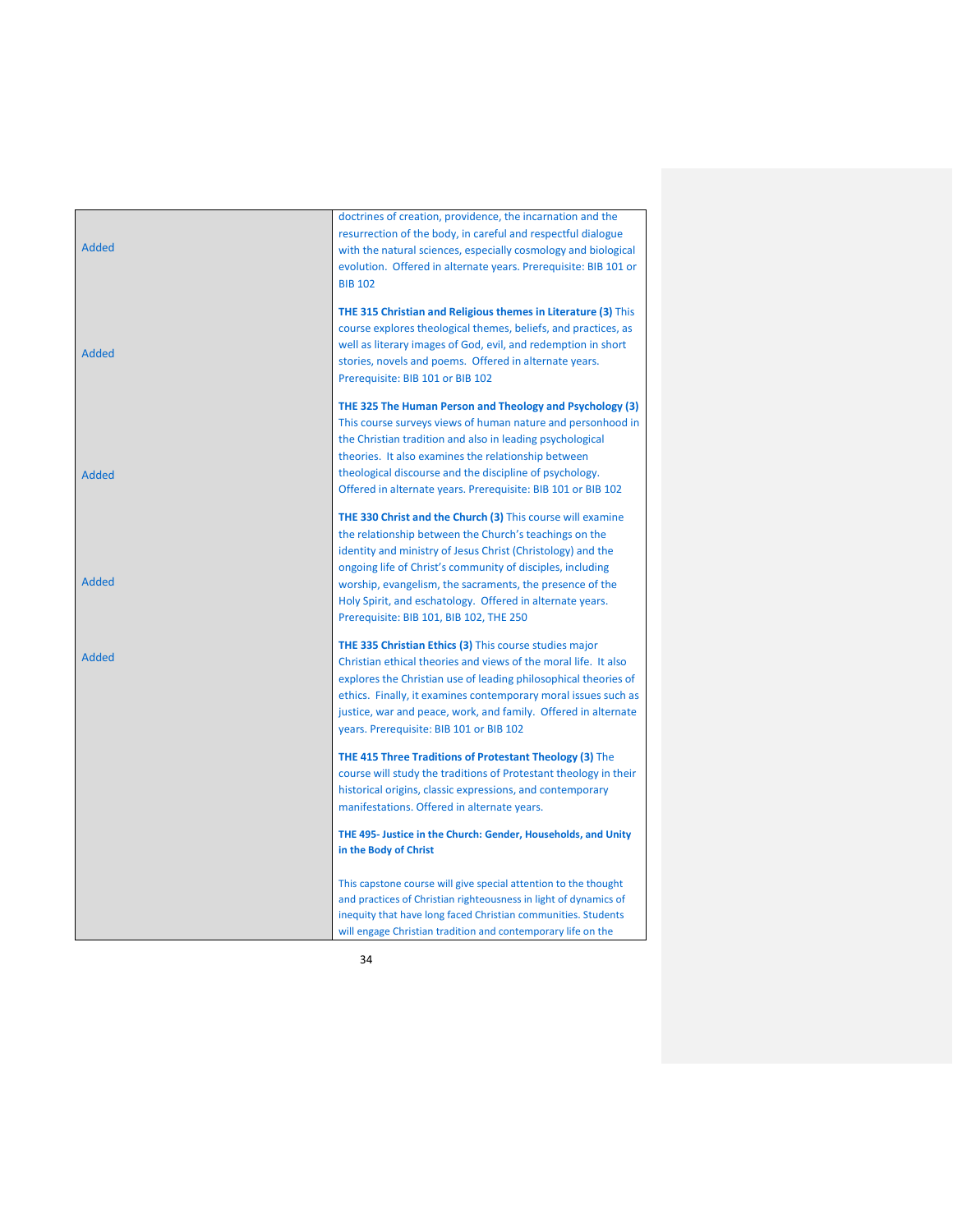| | |
|---|---|
| Added | doctrines of creation, providence, the incarnation and the resurrection of the body, in careful and respectful dialogue with the natural sciences, especially cosmology and biological evolution. Offered in alternate years. Prerequisite: BIB 101 or BIB 102 |
| Added | **THE 315 Christian and Religious themes in Literature (3)** This course explores theological themes, beliefs, and practices, as well as literary images of God, evil, and redemption in short stories, novels and poems. Offered in alternate years. Prerequisite: BIB 101 or BIB 102 |
| Added | **THE 325 The Human Person and Theology and Psychology (3)** This course surveys views of human nature and personhood in the Christian tradition and also in leading psychological theories. It also examines the relationship between theological discourse and the discipline of psychology. Offered in alternate years. Prerequisite: BIB 101 or BIB 102 |
| Added | **THE 330 Christ and the Church (3)** This course will examine the relationship between the Church's teachings on the identity and ministry of Jesus Christ (Christology) and the ongoing life of Christ's community of disciples, including worship, evangelism, the sacraments, the presence of the Holy Spirit, and eschatology. Offered in alternate years. Prerequisite: BIB 101, BIB 102, THE 250 |
| Added | **THE 335 Christian Ethics (3)** This course studies major Christian ethical theories and views of the moral life. It also explores the Christian use of leading philosophical theories of ethics. Finally, it examines contemporary moral issues such as justice, war and peace, work, and family. Offered in alternate years. Prerequisite: BIB 101 or BIB 102 |
| | **THE 415 Three Traditions of Protestant Theology (3)** The course will study the traditions of Protestant theology in their historical origins, classic expressions, and contemporary manifestations. Offered in alternate years. |
| | **THE 495- Justice in the Church: Gender, Households, and Unity in the Body of Christ**<br><br>This capstone course will give special attention to the thought and practices of Christian righteousness in light of dynamics of inequity that have long faced Christian communities. Students will engage Christian tradition and contemporary life on the |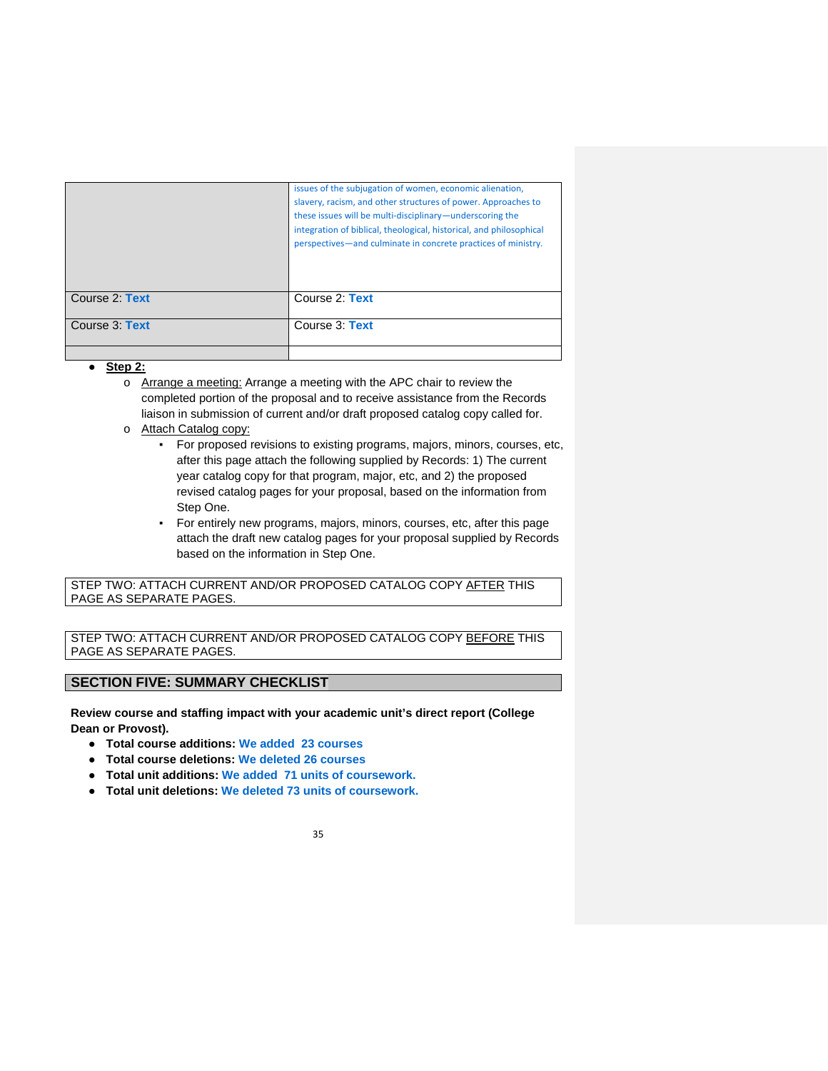| | |
|---|---|
| | issues of the subjugation of women, economic alienation, slavery, racism, and other structures of power. Approaches to these issues will be multi-disciplinary—underscoring the integration of biblical, theological, historical, and philosophical perspectives—and culminate in concrete practices of ministry. |
| Course 2: Text | Course 2: Text |
| Course 3: Text | Course 3: Text |
| | |

- **Step 2:**
  - Arrange a meeting: Arrange a meeting with the APC chair to review the completed portion of the proposal and to receive assistance from the Records liaison in submission of current and/or draft proposed catalog copy called for.
  - Attach Catalog copy:
    - For proposed revisions to existing programs, majors, minors, courses, etc, after this page attach the following supplied by Records: 1) The current year catalog copy for that program, major, etc, and 2) the proposed revised catalog pages for your proposal, based on the information from Step One.
    - For entirely new programs, majors, minors, courses, etc, after this page attach the draft new catalog pages for your proposal supplied by Records based on the information in Step One.

STEP TWO: ATTACH CURRENT AND/OR PROPOSED CATALOG COPY AFTER THIS PAGE AS SEPARATE PAGES.

STEP TWO: ATTACH CURRENT AND/OR PROPOSED CATALOG COPY BEFORE THIS PAGE AS SEPARATE PAGES.

## SECTION FIVE: SUMMARY CHECKLIST

**Review course and staffing impact with your academic unit's direct report (College Dean or Provost).**

- **Total course additions:** **We added 23 courses**
- **Total course deletions:** **We deleted 26 courses**
- **Total unit additions:** **We added 71 units of coursework.**
- **Total unit deletions:** **We deleted 73 units of coursework.**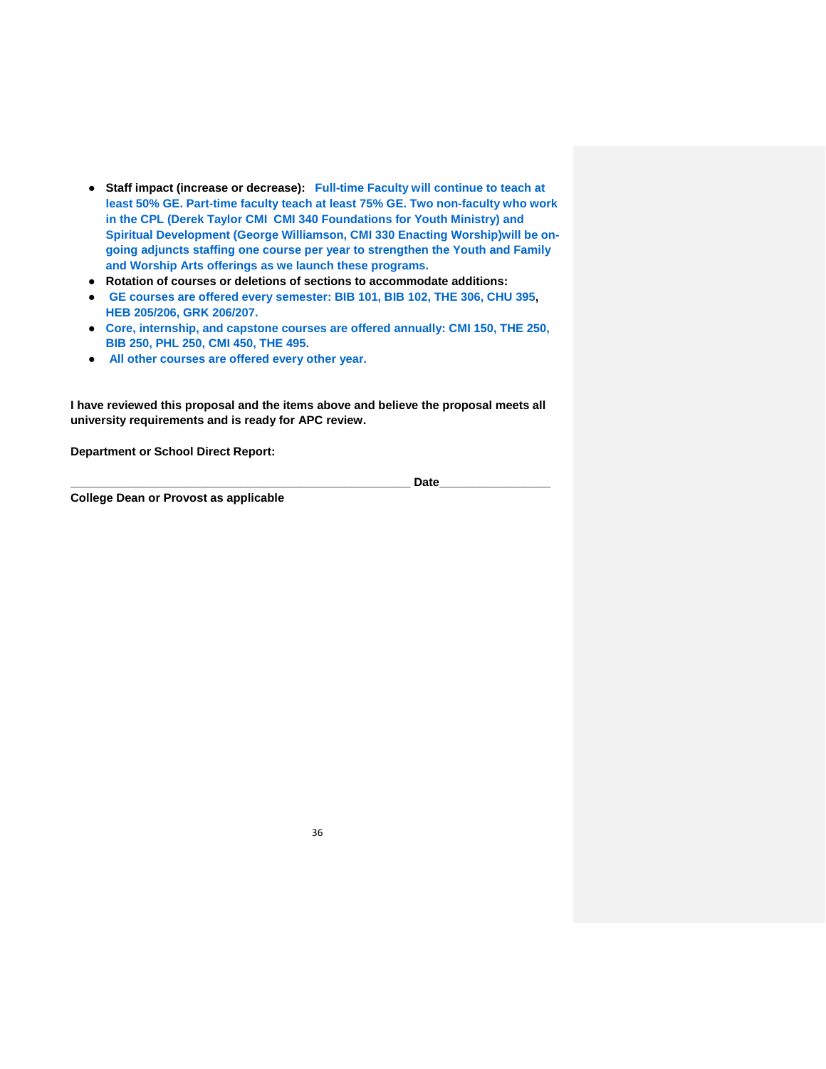- **Staff impact (increase or decrease): Full-time Faculty will continue to teach at least 50% GE. Part-time faculty teach at least 75% GE. Two non-faculty who work in the CPL (Derek Taylor CMI CMI 340 Foundations for Youth Ministry) and Spiritual Development (George Williamson, CMI 330 Enacting Worship)will be on-going adjuncts staffing one course per year to strengthen the Youth and Family and Worship Arts offerings as we launch these programs.**
- **Rotation of courses or deletions of sections to accommodate additions:**
- **GE courses are offered every semester: BIB 101, BIB 102, THE 306, CHU 395, HEB 205/206, GRK 206/207.**
- **Core, internship, and capstone courses are offered annually: CMI 150, THE 250, BIB 250, PHL 250, CMI 450, THE 495.**
- **All other courses are offered every other year.**

**I have reviewed this proposal and the items above and believe the proposal meets all university requirements and is ready for APC review.**

**Department or School Direct Report:**

**_____________________________________________________ Date_________________**
**College Dean or Provost as applicable**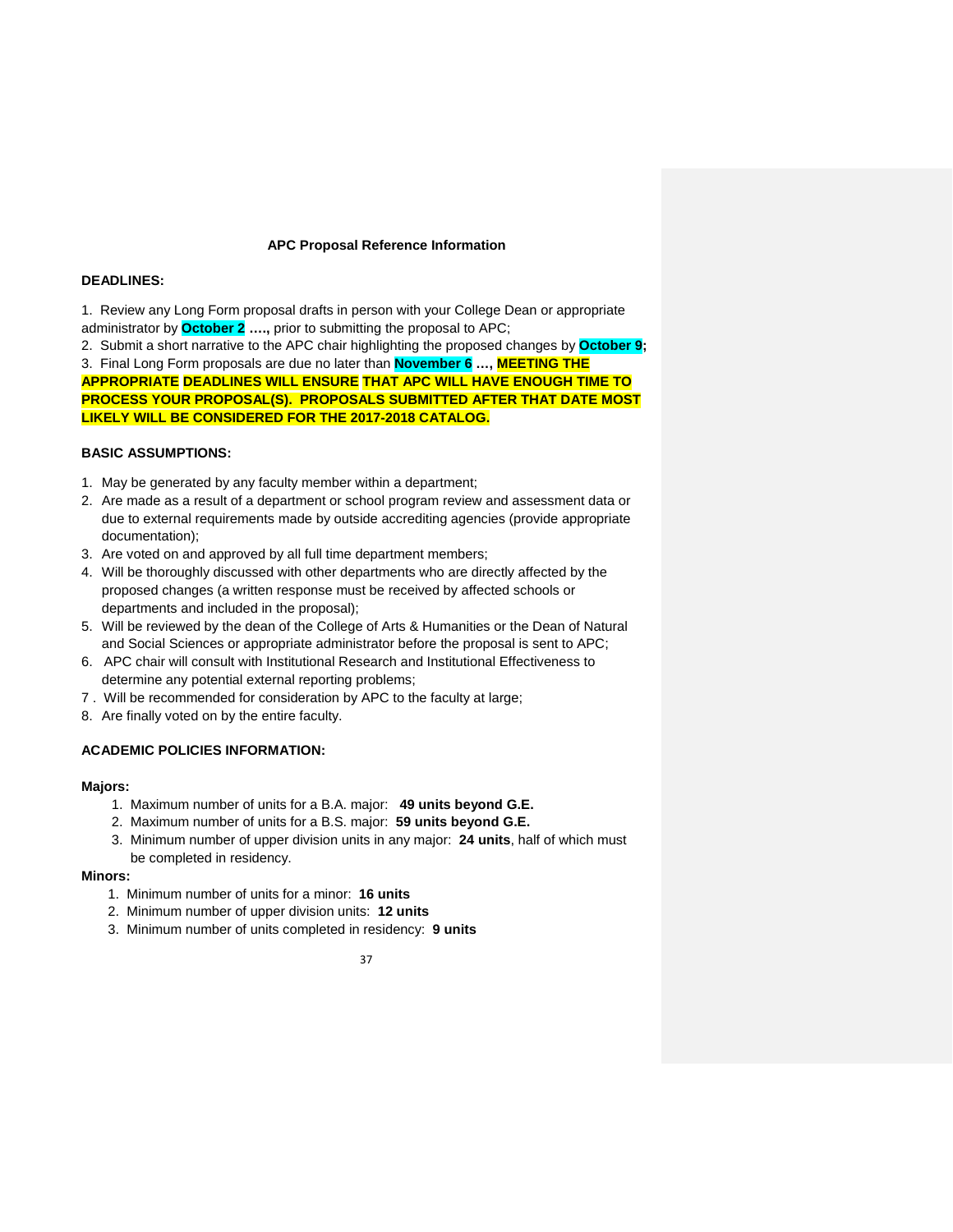## APC Proposal Reference Information

**DEADLINES:**

1. Review any Long Form proposal drafts in person with your College Dean or appropriate administrator by **October 2 ….,** prior to submitting the proposal to APC;
2. Submit a short narrative to the APC chair highlighting the proposed changes by **October 9;**
3. Final Long Form proposals are due no later than **November 6 …, MEETING THE APPROPRIATE DEADLINES WILL ENSURE THAT APC WILL HAVE ENOUGH TIME TO PROCESS YOUR PROPOSAL(S). PROPOSALS SUBMITTED AFTER THAT DATE MOST LIKELY WILL BE CONSIDERED FOR THE 2017-2018 CATALOG.**

**BASIC ASSUMPTIONS:**

1. May be generated by any faculty member within a department;
2. Are made as a result of a department or school program review and assessment data or due to external requirements made by outside accrediting agencies (provide appropriate documentation);
3. Are voted on and approved by all full time department members;
4. Will be thoroughly discussed with other departments who are directly affected by the proposed changes (a written response must be received by affected schools or departments and included in the proposal);
5. Will be reviewed by the dean of the College of Arts & Humanities or the Dean of Natural and Social Sciences or appropriate administrator before the proposal is sent to APC;
6. APC chair will consult with Institutional Research and Institutional Effectiveness to determine any potential external reporting problems;
7. Will be recommended for consideration by APC to the faculty at large;
8. Are finally voted on by the entire faculty.

**ACADEMIC POLICIES INFORMATION:**

**Majors:**

1. Maximum number of units for a B.A. major: **49 units beyond G.E.**
2. Maximum number of units for a B.S. major: **59 units beyond G.E.**
3. Minimum number of upper division units in any major: **24 units**, half of which must be completed in residency.

**Minors:**

1. Minimum number of units for a minor: **16 units**
2. Minimum number of upper division units: **12 units**
3. Minimum number of units completed in residency: **9 units**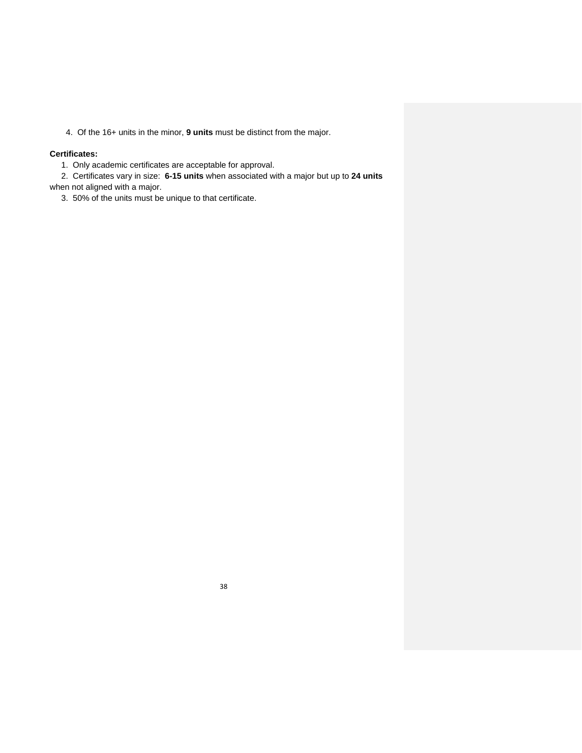4. Of the 16+ units in the minor, **9 units** must be distinct from the major.

**Certificates:**

1. Only academic certificates are acceptable for approval.
2. Certificates vary in size: **6-15 units** when associated with a major but up to **24 units** when not aligned with a major.
3. 50% of the units must be unique to that certificate.